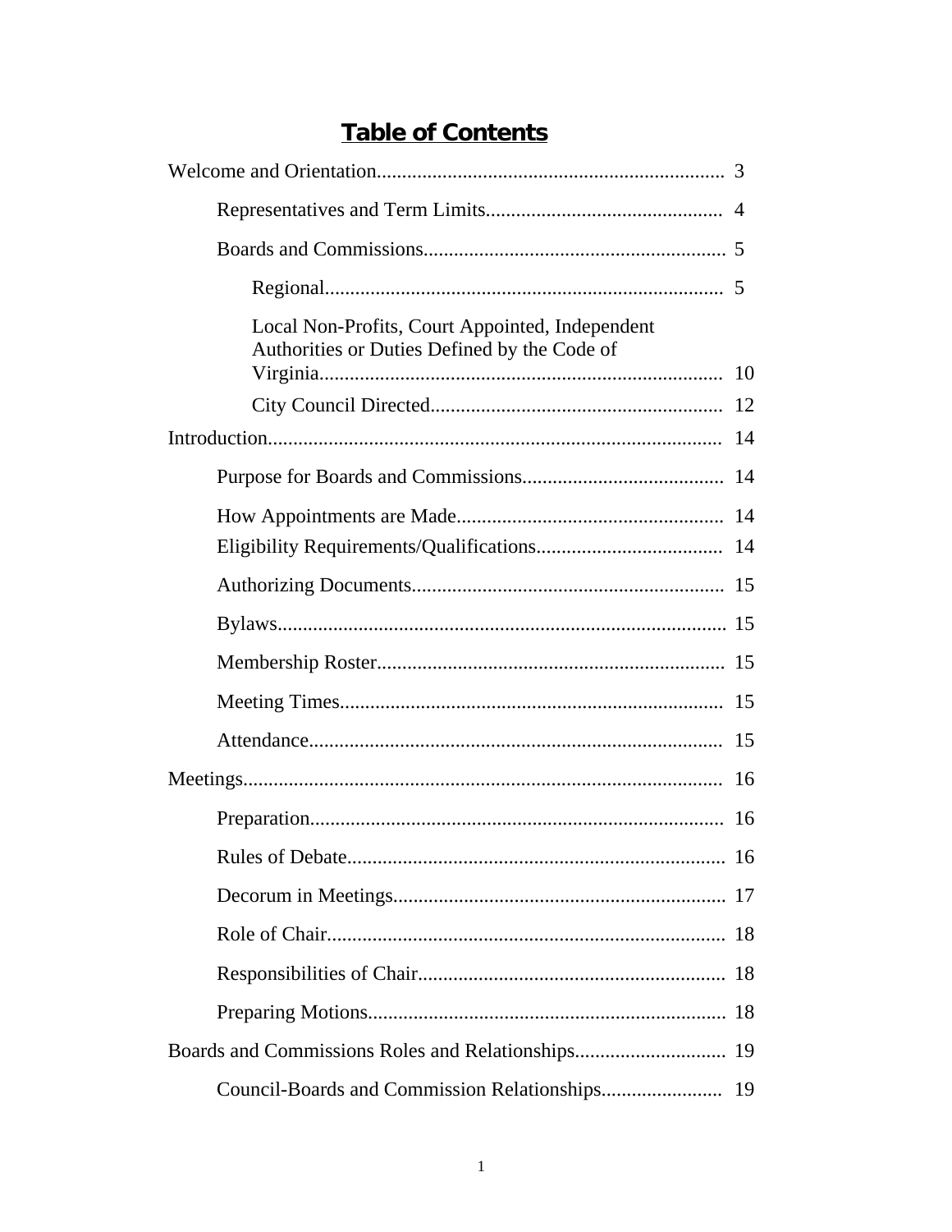# Table of Contents

Welcome and Orientation.................................................................... 3

- Representatives and Term Limits.............................................. 4
- Boards and Commissions........................................................... 5
  - Regional.............................................................................. 5
  - Local Non-Profits, Court Appointed, Independent Authorities or Duties Defined by the Code of Virginia............................................................................... 10
  - City Council Directed......................................................... 12

Introduction........................................................................................ 14

- Purpose for Boards and Commissions....................................... 14
- How Appointments are Made.................................................... 14
- Eligibility Requirements/Qualifications.................................... 14
- Authorizing Documents............................................................. 15
- Bylaws........................................................................................ 15
- Membership Roster.................................................................... 15
- Meeting Times........................................................................... 15
- Attendance................................................................................. 15

Meetings............................................................................................. 16

- Preparation................................................................................. 16
- Rules of Debate.......................................................................... 16
- Decorum in Meetings................................................................. 17
- Role of Chair.............................................................................. 18
- Responsibilities of Chair............................................................ 18
- Preparing Motions...................................................................... 18

Boards and Commissions Roles and Relationships.............................. 19

- Council-Boards and Commission Relationships....................... 19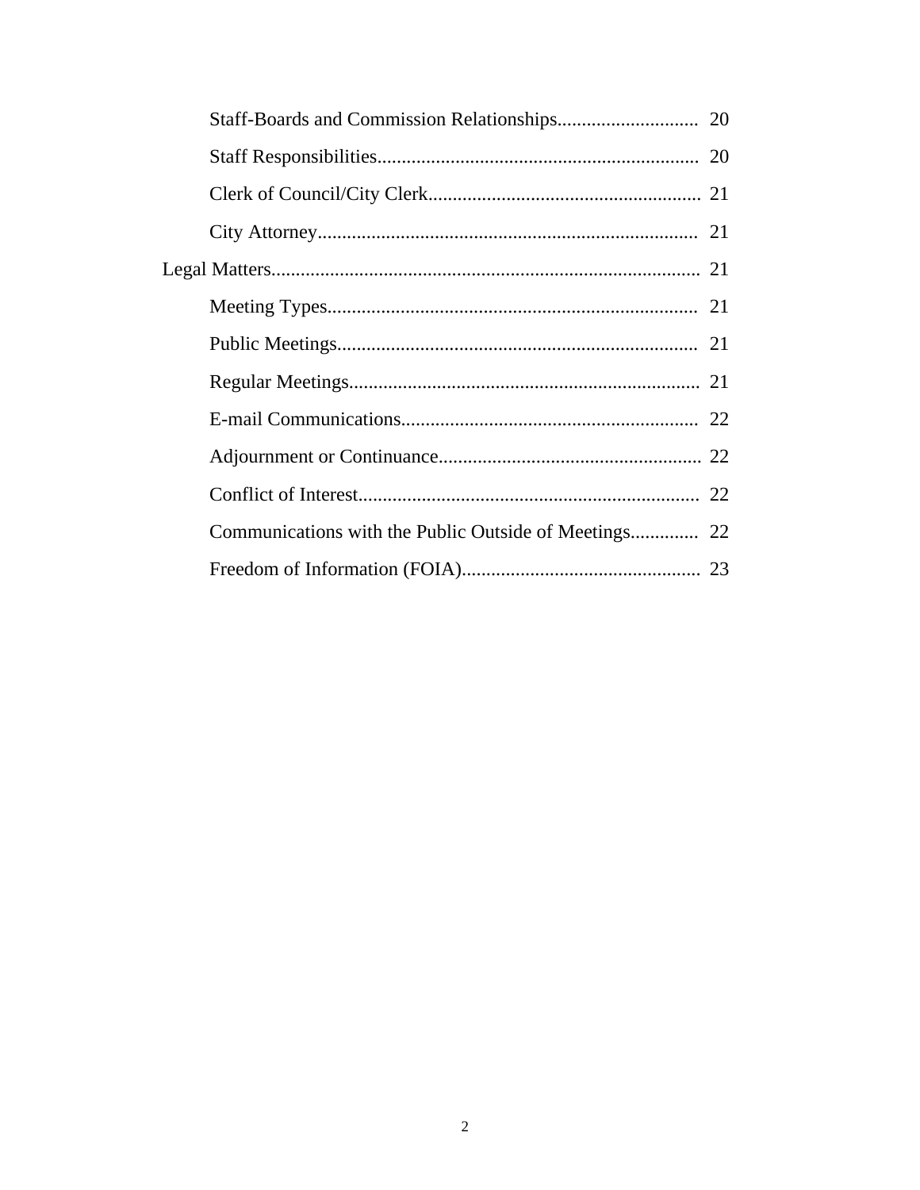Staff-Boards and Commission Relationships............................ 20

Staff Responsibilities................................................................. 20

Clerk of Council/City Clerk....................................................... 21

City Attorney............................................................................ 21

Legal Matters....................................................................................... 21

Meeting Types........................................................................... 21

Public Meetings......................................................................... 21

Regular Meetings....................................................................... 21

E-mail Communications............................................................ 22

Adjournment or Continuance..................................................... 22

Conflict of Interest..................................................................... 22

Communications with the Public Outside of Meetings............. 22

Freedom of Information (FOIA)................................................ 23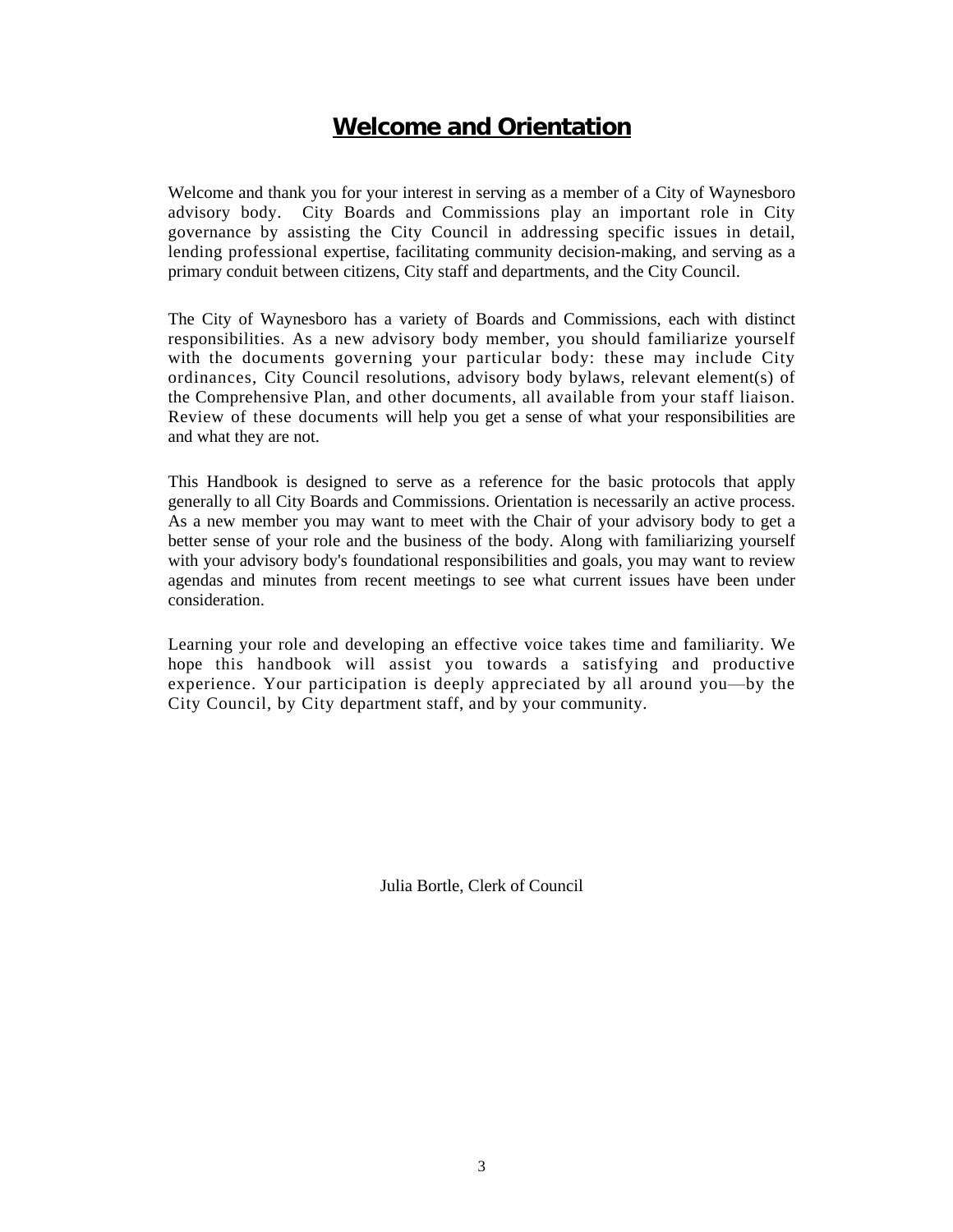# Welcome and Orientation

Welcome and thank you for your interest in serving as a member of a City of Waynesboro advisory body. City Boards and Commissions play an important role in City governance by assisting the City Council in addressing specific issues in detail, lending professional expertise, facilitating community decision-making, and serving as a primary conduit between citizens, City staff and departments, and the City Council.

The City of Waynesboro has a variety of Boards and Commissions, each with distinct responsibilities. As a new advisory body member, you should familiarize yourself with the documents governing your particular body: these may include City ordinances, City Council resolutions, advisory body bylaws, relevant element(s) of the Comprehensive Plan, and other documents, all available from your staff liaison. Review of these documents will help you get a sense of what your responsibilities are and what they are not.

This Handbook is designed to serve as a reference for the basic protocols that apply generally to all City Boards and Commissions. Orientation is necessarily an active process. As a new member you may want to meet with the Chair of your advisory body to get a better sense of your role and the business of the body. Along with familiarizing yourself with your advisory body's foundational responsibilities and goals, you may want to review agendas and minutes from recent meetings to see what current issues have been under consideration.

Learning your role and developing an effective voice takes time and familiarity. We hope this handbook will assist you towards a satisfying and productive experience. Your participation is deeply appreciated by all around you—by the City Council, by City department staff, and by your community.

Julia Bortle, Clerk of Council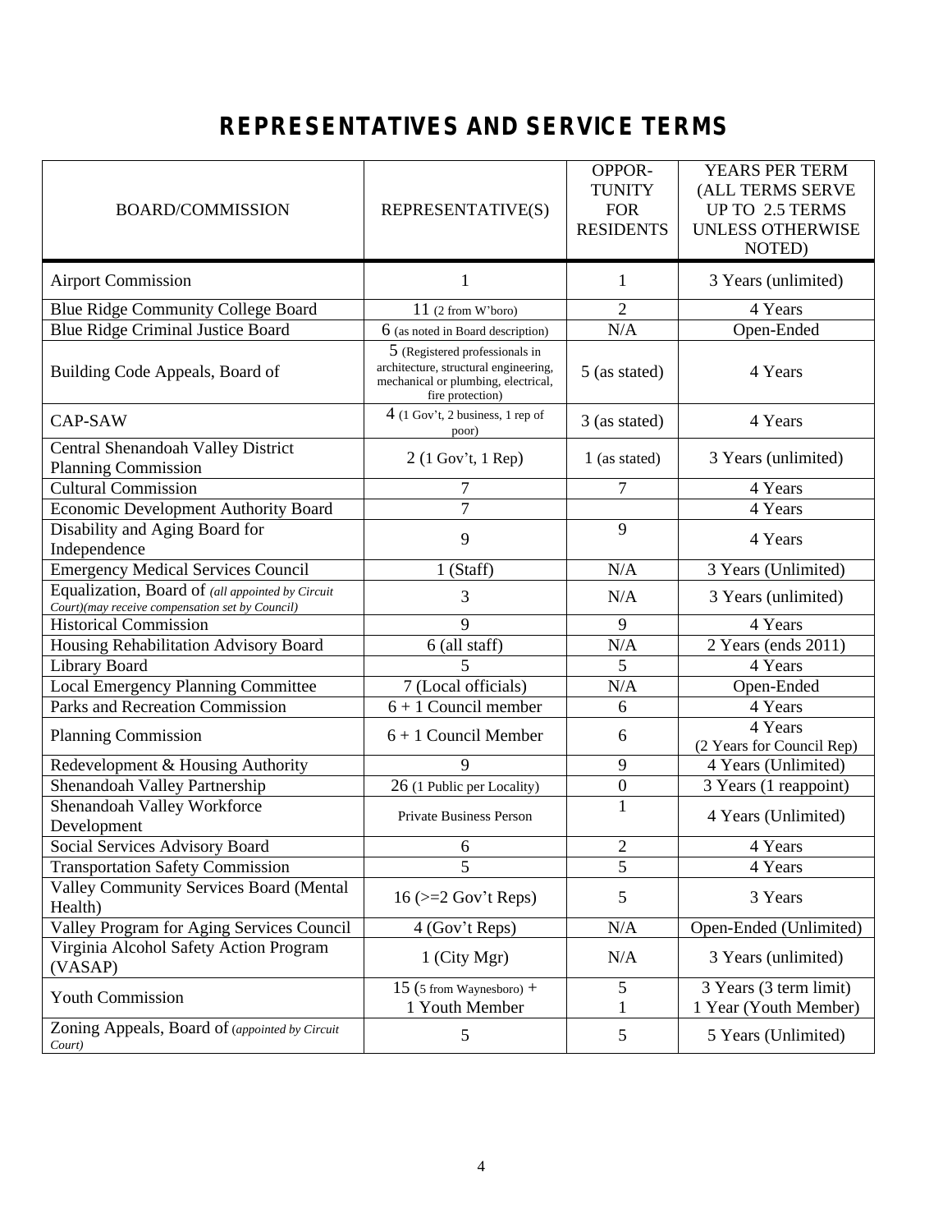# REPRESENTATIVES AND SERVICE TERMS

| BOARD/COMMISSION | REPRESENTATIVE(S) | OPPOR-TUNITY FOR RESIDENTS | YEARS PER TERM (ALL TERMS SERVE UP TO 2.5 TERMS UNLESS OTHERWISE NOTED) |
|---|---|---|---|
| Airport Commission | 1 | 1 | 3 Years (unlimited) |
| Blue Ridge Community College Board | 11 (2 from W'boro) | 2 | 4 Years |
| Blue Ridge Criminal Justice Board | 6 (as noted in Board description) | N/A | Open-Ended |
| Building Code Appeals, Board of | 5 (Registered professionals in architecture, structural engineering, mechanical or plumbing, electrical, fire protection) | 5 (as stated) | 4 Years |
| CAP-SAW | 4 (1 Gov't, 2 business, 1 rep of poor) | 3 (as stated) | 4 Years |
| Central Shenandoah Valley District Planning Commission | 2 (1 Gov't, 1 Rep) | 1 (as stated) | 3 Years (unlimited) |
| Cultural Commission | 7 | 7 | 4 Years |
| Economic Development Authority Board | 7 | | 4 Years |
| Disability and Aging Board for Independence | 9 | 9 | 4 Years |
| Emergency Medical Services Council | 1 (Staff) | N/A | 3 Years (Unlimited) |
| Equalization, Board of *(all appointed by Circuit Court)(may receive compensation set by Council)* | 3 | N/A | 3 Years (unlimited) |
| Historical Commission | 9 | 9 | 4 Years |
| Housing Rehabilitation Advisory Board | 6 (all staff) | N/A | 2 Years (ends 2011) |
| Library Board | 5 | 5 | 4 Years |
| Local Emergency Planning Committee | 7 (Local officials) | N/A | Open-Ended |
| Parks and Recreation Commission | 6 + 1 Council member | 6 | 4 Years |
| Planning Commission | 6 + 1 Council Member | 6 | 4 Years (2 Years for Council Rep) |
| Redevelopment & Housing Authority | 9 | 9 | 4 Years (Unlimited) |
| Shenandoah Valley Partnership | 26 (1 Public per Locality) | 0 | 3 Years (1 reappoint) |
| Shenandoah Valley Workforce Development | Private Business Person | 1 | 4 Years (Unlimited) |
| Social Services Advisory Board | 6 | 2 | 4 Years |
| Transportation Safety Commission | 5 | 5 | 4 Years |
| Valley Community Services Board (Mental Health) | 16 (>=2 Gov't Reps) | 5 | 3 Years |
| Valley Program for Aging Services Council | 4 (Gov't Reps) | N/A | Open-Ended (Unlimited) |
| Virginia Alcohol Safety Action Program (VASAP) | 1 (City Mgr) | N/A | 3 Years (unlimited) |
| Youth Commission | 15 (5 from Waynesboro) + 1 Youth Member | 5<br>1 | 3 Years (3 term limit)<br>1 Year (Youth Member) |
| Zoning Appeals, Board of *(appointed by Circuit Court)* | 5 | 5 | 5 Years (Unlimited) |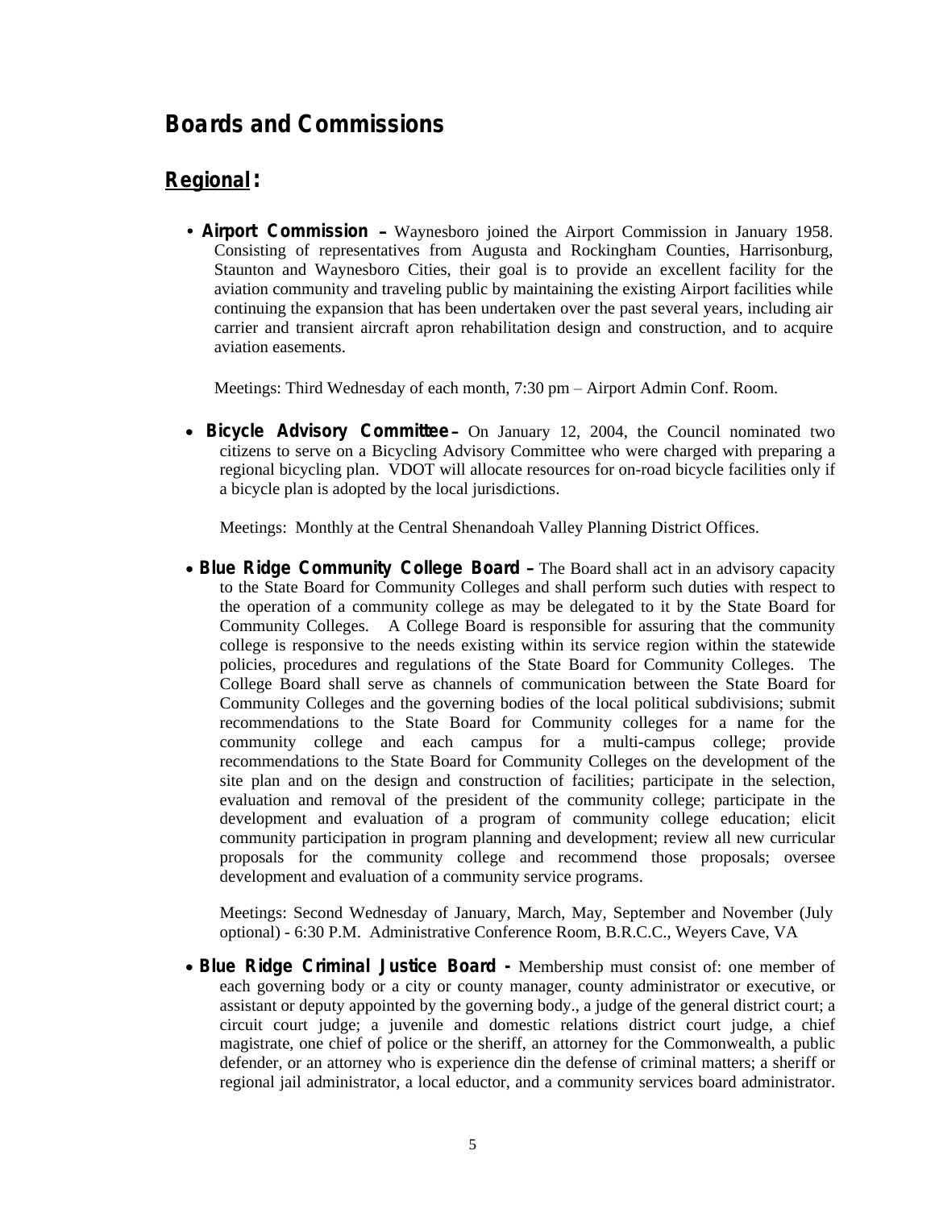# Boards and Commissions

## Regional:

- **Airport Commission –** Waynesboro joined the Airport Commission in January 1958. Consisting of representatives from Augusta and Rockingham Counties, Harrisonburg, Staunton and Waynesboro Cities, their goal is to provide an excellent facility for the aviation community and traveling public by maintaining the existing Airport facilities while continuing the expansion that has been undertaken over the past several years, including air carrier and transient aircraft apron rehabilitation design and construction, and to acquire aviation easements.

  Meetings: Third Wednesday of each month, 7:30 pm – Airport Admin Conf. Room.

- **Bicycle Advisory Committee –** On January 12, 2004, the Council nominated two citizens to serve on a Bicycling Advisory Committee who were charged with preparing a regional bicycling plan. VDOT will allocate resources for on-road bicycle facilities only if a bicycle plan is adopted by the local jurisdictions.

  Meetings: Monthly at the Central Shenandoah Valley Planning District Offices.

- **Blue Ridge Community College Board –** The Board shall act in an advisory capacity to the State Board for Community Colleges and shall perform such duties with respect to the operation of a community college as may be delegated to it by the State Board for Community Colleges. A College Board is responsible for assuring that the community college is responsive to the needs existing within its service region within the statewide policies, procedures and regulations of the State Board for Community Colleges. The College Board shall serve as channels of communication between the State Board for Community Colleges and the governing bodies of the local political subdivisions; submit recommendations to the State Board for Community colleges for a name for the community college and each campus for a multi-campus college; provide recommendations to the State Board for Community Colleges on the development of the site plan and on the design and construction of facilities; participate in the selection, evaluation and removal of the president of the community college; participate in the development and evaluation of a program of community college education; elicit community participation in program planning and development; review all new curricular proposals for the community college and recommend those proposals; oversee development and evaluation of a community service programs.

  Meetings: Second Wednesday of January, March, May, September and November (July optional) - 6:30 P.M. Administrative Conference Room, B.R.C.C., Weyers Cave, VA

- **Blue Ridge Criminal Justice Board -** Membership must consist of: one member of each governing body or a city or county manager, county administrator or executive, or assistant or deputy appointed by the governing body., a judge of the general district court; a circuit court judge; a juvenile and domestic relations district court judge, a chief magistrate, one chief of police or the sheriff, an attorney for the Commonwealth, a public defender, or an attorney who is experience din the defense of criminal matters; a sheriff or regional jail administrator, a local eductor, and a community services board administrator.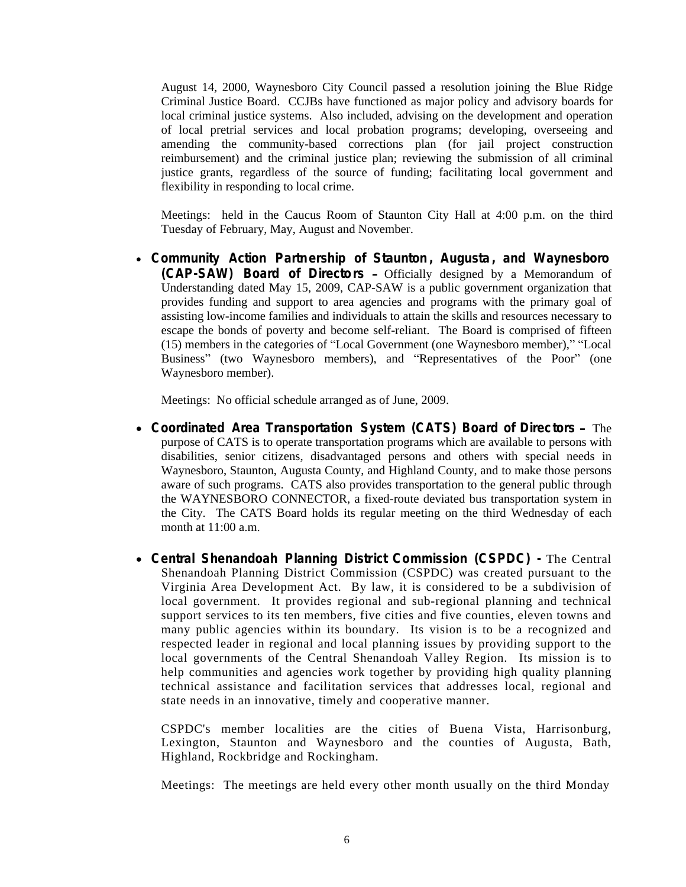August 14, 2000, Waynesboro City Council passed a resolution joining the Blue Ridge Criminal Justice Board. CCJBs have functioned as major policy and advisory boards for local criminal justice systems. Also included, advising on the development and operation of local pretrial services and local probation programs; developing, overseeing and amending the community-based corrections plan (for jail project construction reimbursement) and the criminal justice plan; reviewing the submission of all criminal justice grants, regardless of the source of funding; facilitating local government and flexibility in responding to local crime.

Meetings: held in the Caucus Room of Staunton City Hall at 4:00 p.m. on the third Tuesday of February, May, August and November.

- **Community Action Partnership of Staunton, Augusta, and Waynesboro (CAP-SAW) Board of Directors –** Officially designed by a Memorandum of Understanding dated May 15, 2009, CAP-SAW is a public government organization that provides funding and support to area agencies and programs with the primary goal of assisting low-income families and individuals to attain the skills and resources necessary to escape the bonds of poverty and become self-reliant. The Board is comprised of fifteen (15) members in the categories of "Local Government (one Waynesboro member)," "Local Business" (two Waynesboro members), and "Representatives of the Poor" (one Waynesboro member).

  Meetings: No official schedule arranged as of June, 2009.

- **Coordinated Area Transportation System (CATS) Board of Directors –** The purpose of CATS is to operate transportation programs which are available to persons with disabilities, senior citizens, disadvantaged persons and others with special needs in Waynesboro, Staunton, Augusta County, and Highland County, and to make those persons aware of such programs. CATS also provides transportation to the general public through the WAYNESBORO CONNECTOR, a fixed-route deviated bus transportation system in the City. The CATS Board holds its regular meeting on the third Wednesday of each month at 11:00 a.m.

- **Central Shenandoah Planning District Commission (CSPDC) -** The Central Shenandoah Planning District Commission (CSPDC) was created pursuant to the Virginia Area Development Act. By law, it is considered to be a subdivision of local government. It provides regional and sub-regional planning and technical support services to its ten members, five cities and five counties, eleven towns and many public agencies within its boundary. Its vision is to be a recognized and respected leader in regional and local planning issues by providing support to the local governments of the Central Shenandoah Valley Region. Its mission is to help communities and agencies work together by providing high quality planning technical assistance and facilitation services that addresses local, regional and state needs in an innovative, timely and cooperative manner.

  CSPDC's member localities are the cities of Buena Vista, Harrisonburg, Lexington, Staunton and Waynesboro and the counties of Augusta, Bath, Highland, Rockbridge and Rockingham.

  Meetings: The meetings are held every other month usually on the third Monday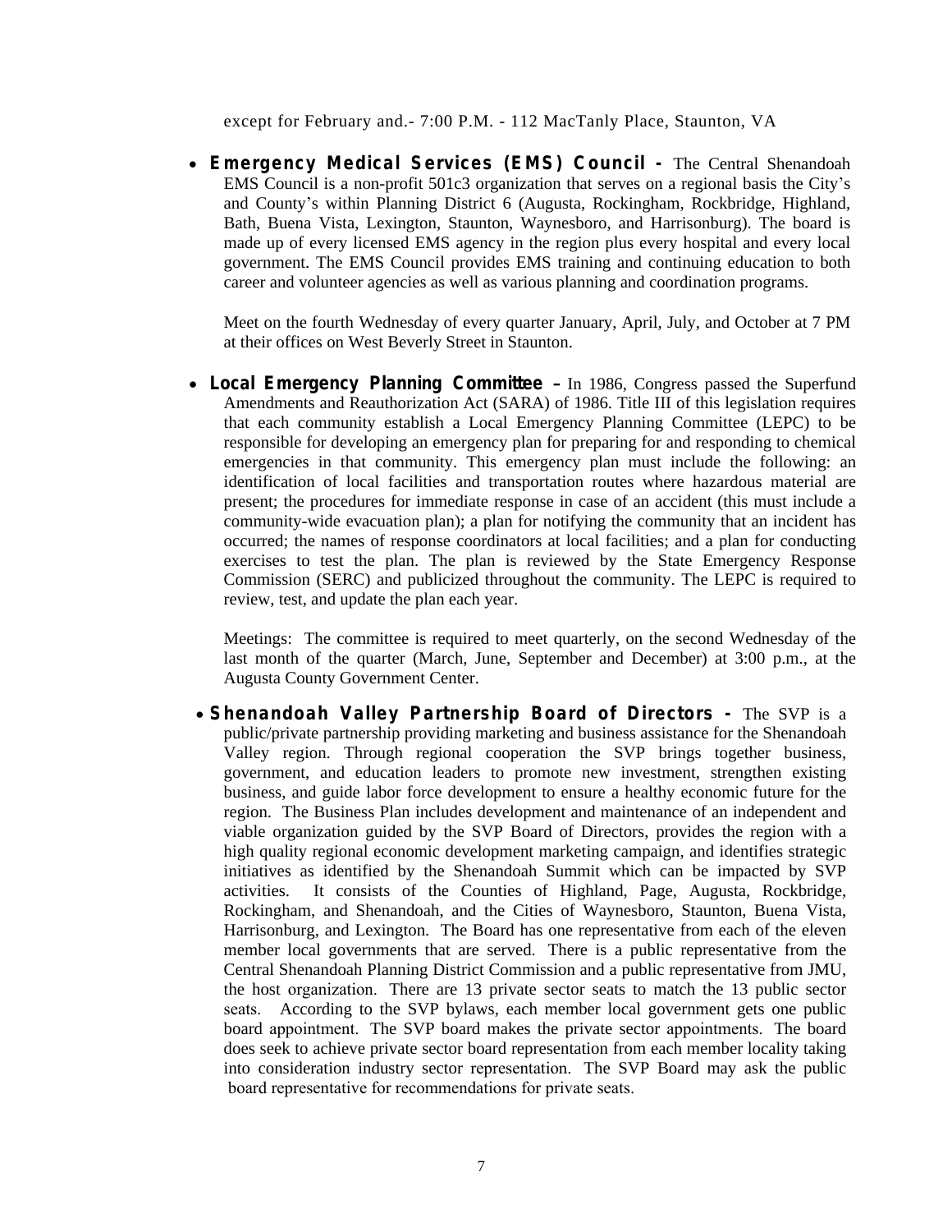except for February and.- 7:00 P.M. - 112 MacTanly Place, Staunton, VA

- **Emergency Medical Services (EMS) Council -** The Central Shenandoah EMS Council is a non-profit 501c3 organization that serves on a regional basis the City's and County's within Planning District 6 (Augusta, Rockingham, Rockbridge, Highland, Bath, Buena Vista, Lexington, Staunton, Waynesboro, and Harrisonburg). The board is made up of every licensed EMS agency in the region plus every hospital and every local government. The EMS Council provides EMS training and continuing education to both career and volunteer agencies as well as various planning and coordination programs.

  Meet on the fourth Wednesday of every quarter January, April, July, and October at 7 PM at their offices on West Beverly Street in Staunton.

- **Local Emergency Planning Committee –** In 1986, Congress passed the Superfund Amendments and Reauthorization Act (SARA) of 1986. Title III of this legislation requires that each community establish a Local Emergency Planning Committee (LEPC) to be responsible for developing an emergency plan for preparing for and responding to chemical emergencies in that community. This emergency plan must include the following: an identification of local facilities and transportation routes where hazardous material are present; the procedures for immediate response in case of an accident (this must include a community-wide evacuation plan); a plan for notifying the community that an incident has occurred; the names of response coordinators at local facilities; and a plan for conducting exercises to test the plan. The plan is reviewed by the State Emergency Response Commission (SERC) and publicized throughout the community. The LEPC is required to review, test, and update the plan each year.

  Meetings: The committee is required to meet quarterly, on the second Wednesday of the last month of the quarter (March, June, September and December) at 3:00 p.m., at the Augusta County Government Center.

- **Shenandoah Valley Partnership Board of Directors -** The SVP is a public/private partnership providing marketing and business assistance for the Shenandoah Valley region. Through regional cooperation the SVP brings together business, government, and education leaders to promote new investment, strengthen existing business, and guide labor force development to ensure a healthy economic future for the region. The Business Plan includes development and maintenance of an independent and viable organization guided by the SVP Board of Directors, provides the region with a high quality regional economic development marketing campaign, and identifies strategic initiatives as identified by the Shenandoah Summit which can be impacted by SVP activities. It consists of the Counties of Highland, Page, Augusta, Rockbridge, Rockingham, and Shenandoah, and the Cities of Waynesboro, Staunton, Buena Vista, Harrisonburg, and Lexington. The Board has one representative from each of the eleven member local governments that are served. There is a public representative from the Central Shenandoah Planning District Commission and a public representative from JMU, the host organization. There are 13 private sector seats to match the 13 public sector seats. According to the SVP bylaws, each member local government gets one public board appointment. The SVP board makes the private sector appointments. The board does seek to achieve private sector board representation from each member locality taking into consideration industry sector representation. The SVP Board may ask the public board representative for recommendations for private seats.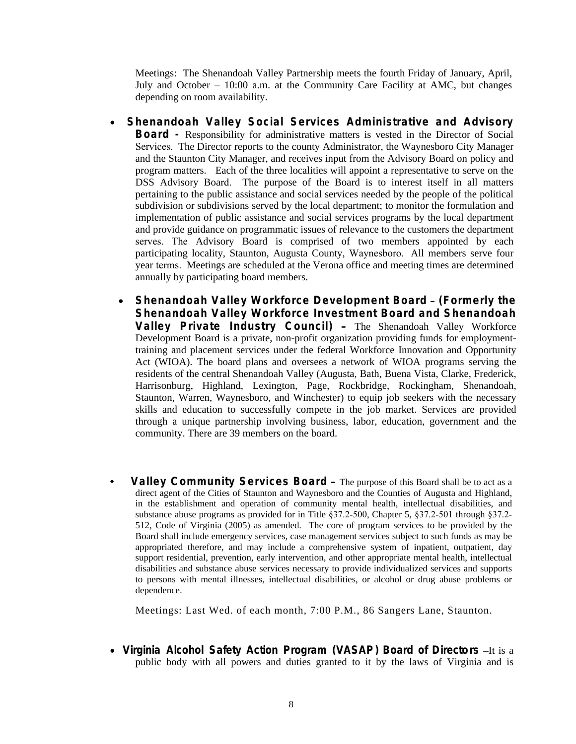Meetings: The Shenandoah Valley Partnership meets the fourth Friday of January, April, July and October – 10:00 a.m. at the Community Care Facility at AMC, but changes depending on room availability.

- **Shenandoah Valley Social Services Administrative and Advisory Board -** Responsibility for administrative matters is vested in the Director of Social Services. The Director reports to the county Administrator, the Waynesboro City Manager and the Staunton City Manager, and receives input from the Advisory Board on policy and program matters. Each of the three localities will appoint a representative to serve on the DSS Advisory Board. The purpose of the Board is to interest itself in all matters pertaining to the public assistance and social services needed by the people of the political subdivision or subdivisions served by the local department; to monitor the formulation and implementation of public assistance and social services programs by the local department and provide guidance on programmatic issues of relevance to the customers the department serves. The Advisory Board is comprised of two members appointed by each participating locality, Staunton, Augusta County, Waynesboro. All members serve four year terms. Meetings are scheduled at the Verona office and meeting times are determined annually by participating board members.

- **Shenandoah Valley Workforce Development Board – (Formerly the Shenandoah Valley Workforce Investment Board and Shenandoah Valley Private Industry Council) –** The Shenandoah Valley Workforce Development Board is a private, non-profit organization providing funds for employment-training and placement services under the federal Workforce Innovation and Opportunity Act (WIOA). The board plans and oversees a network of WIOA programs serving the residents of the central Shenandoah Valley (Augusta, Bath, Buena Vista, Clarke, Frederick, Harrisonburg, Highland, Lexington, Page, Rockbridge, Rockingham, Shenandoah, Staunton, Warren, Waynesboro, and Winchester) to equip job seekers with the necessary skills and education to successfully compete in the job market. Services are provided through a unique partnership involving business, labor, education, government and the community. There are 39 members on the board.

- **Valley Community Services Board –** The purpose of this Board shall be to act as a direct agent of the Cities of Staunton and Waynesboro and the Counties of Augusta and Highland, in the establishment and operation of community mental health, intellectual disabilities, and substance abuse programs as provided for in Title §37.2-500, Chapter 5, §37.2-501 through §37.2-512, Code of Virginia (2005) as amended. The core of program services to be provided by the Board shall include emergency services, case management services subject to such funds as may be appropriated therefore, and may include a comprehensive system of inpatient, outpatient, day support residential, prevention, early intervention, and other appropriate mental health, intellectual disabilities and substance abuse services necessary to provide individualized services and supports to persons with mental illnesses, intellectual disabilities, or alcohol or drug abuse problems or dependence.

  Meetings: Last Wed. of each month, 7:00 P.M., 86 Sangers Lane, Staunton.

- **Virginia Alcohol Safety Action Program (VASAP) Board of Directors** –It is a public body with all powers and duties granted to it by the laws of Virginia and is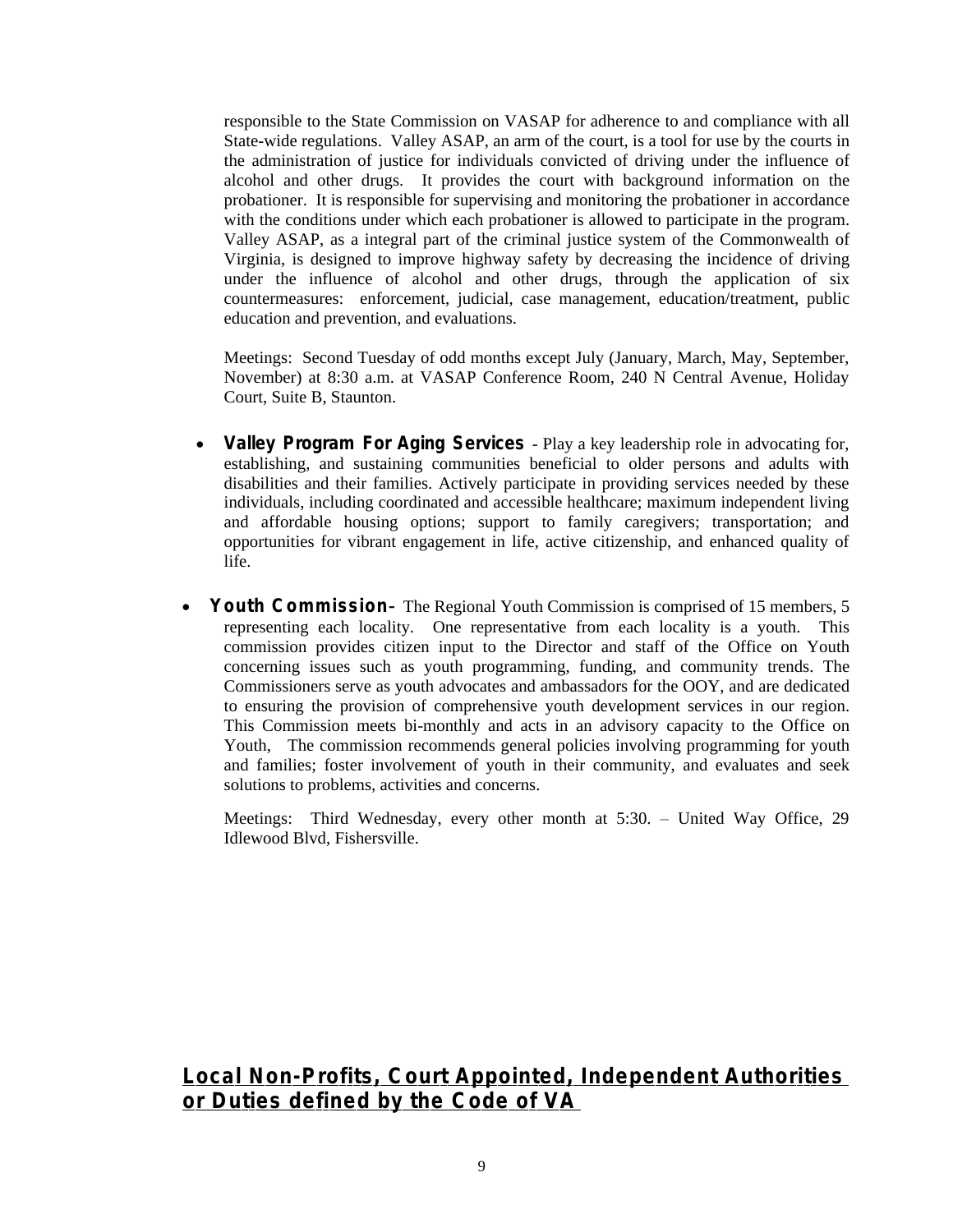responsible to the State Commission on VASAP for adherence to and compliance with all State-wide regulations. Valley ASAP, an arm of the court, is a tool for use by the courts in the administration of justice for individuals convicted of driving under the influence of alcohol and other drugs. It provides the court with background information on the probationer. It is responsible for supervising and monitoring the probationer in accordance with the conditions under which each probationer is allowed to participate in the program. Valley ASAP, as a integral part of the criminal justice system of the Commonwealth of Virginia, is designed to improve highway safety by decreasing the incidence of driving under the influence of alcohol and other drugs, through the application of six countermeasures: enforcement, judicial, case management, education/treatment, public education and prevention, and evaluations.

Meetings: Second Tuesday of odd months except July (January, March, May, September, November) at 8:30 a.m. at VASAP Conference Room, 240 N Central Avenue, Holiday Court, Suite B, Staunton.

- **Valley Program For Aging Services** - Play a key leadership role in advocating for, establishing, and sustaining communities beneficial to older persons and adults with disabilities and their families. Actively participate in providing services needed by these individuals, including coordinated and accessible healthcare; maximum independent living and affordable housing options; support to family caregivers; transportation; and opportunities for vibrant engagement in life, active citizenship, and enhanced quality of life.

- **Youth Commission**– The Regional Youth Commission is comprised of 15 members, 5 representing each locality. One representative from each locality is a youth. This commission provides citizen input to the Director and staff of the Office on Youth concerning issues such as youth programming, funding, and community trends. The Commissioners serve as youth advocates and ambassadors for the OOY, and are dedicated to ensuring the provision of comprehensive youth development services in our region. This Commission meets bi-monthly and acts in an advisory capacity to the Office on Youth, The commission recommends general policies involving programming for youth and families; foster involvement of youth in their community, and evaluates and seek solutions to problems, activities and concerns.

  Meetings: Third Wednesday, every other month at 5:30. – United Way Office, 29 Idlewood Blvd, Fishersville.

## Local Non-Profits, Court Appointed, Independent Authorities or Duties defined by the Code of VA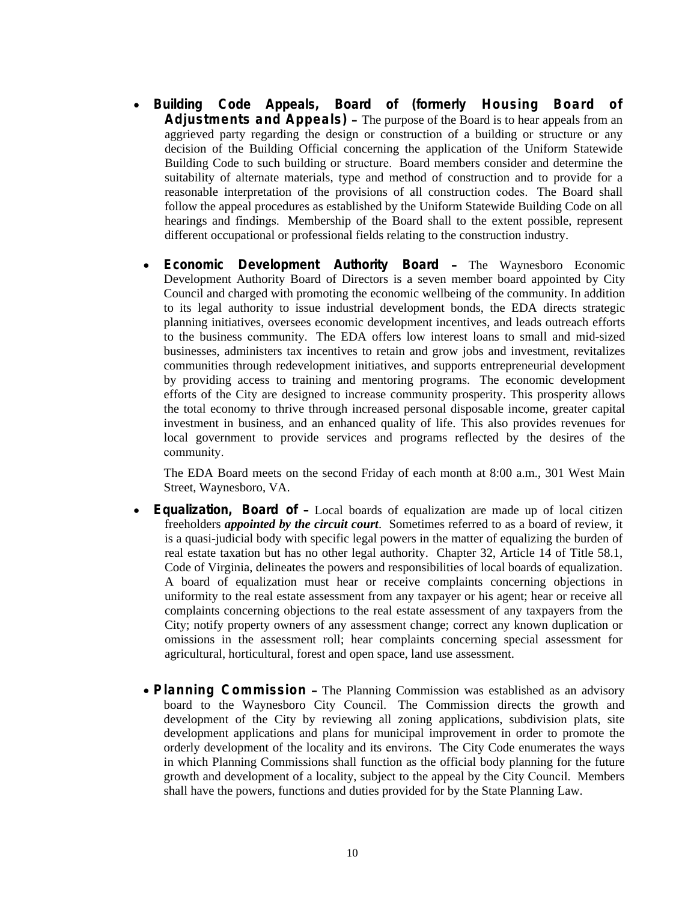- **Building Code Appeals, Board of (formerly Housing Board of Adjustments and Appeals) –** The purpose of the Board is to hear appeals from an aggrieved party regarding the design or construction of a building or structure or any decision of the Building Official concerning the application of the Uniform Statewide Building Code to such building or structure. Board members consider and determine the suitability of alternate materials, type and method of construction and to provide for a reasonable interpretation of the provisions of all construction codes. The Board shall follow the appeal procedures as established by the Uniform Statewide Building Code on all hearings and findings. Membership of the Board shall to the extent possible, represent different occupational or professional fields relating to the construction industry.

- **Economic Development Authority Board –** The Waynesboro Economic Development Authority Board of Directors is a seven member board appointed by City Council and charged with promoting the economic wellbeing of the community. In addition to its legal authority to issue industrial development bonds, the EDA directs strategic planning initiatives, oversees economic development incentives, and leads outreach efforts to the business community. The EDA offers low interest loans to small and mid-sized businesses, administers tax incentives to retain and grow jobs and investment, revitalizes communities through redevelopment initiatives, and supports entrepreneurial development by providing access to training and mentoring programs. The economic development efforts of the City are designed to increase community prosperity. This prosperity allows the total economy to thrive through increased personal disposable income, greater capital investment in business, and an enhanced quality of life. This also provides revenues for local government to provide services and programs reflected by the desires of the community.

  The EDA Board meets on the second Friday of each month at 8:00 a.m., 301 West Main Street, Waynesboro, VA.

- **Equalization, Board of –** Local boards of equalization are made up of local citizen freeholders ***appointed by the circuit court***. Sometimes referred to as a board of review, it is a quasi-judicial body with specific legal powers in the matter of equalizing the burden of real estate taxation but has no other legal authority. Chapter 32, Article 14 of Title 58.1, Code of Virginia, delineates the powers and responsibilities of local boards of equalization. A board of equalization must hear or receive complaints concerning objections in uniformity to the real estate assessment from any taxpayer or his agent; hear or receive all complaints concerning objections to the real estate assessment of any taxpayers from the City; notify property owners of any assessment change; correct any known duplication or omissions in the assessment roll; hear complaints concerning special assessment for agricultural, horticultural, forest and open space, land use assessment.

- **Planning Commission –** The Planning Commission was established as an advisory board to the Waynesboro City Council. The Commission directs the growth and development of the City by reviewing all zoning applications, subdivision plats, site development applications and plans for municipal improvement in order to promote the orderly development of the locality and its environs. The City Code enumerates the ways in which Planning Commissions shall function as the official body planning for the future growth and development of a locality, subject to the appeal by the City Council. Members shall have the powers, functions and duties provided for by the State Planning Law.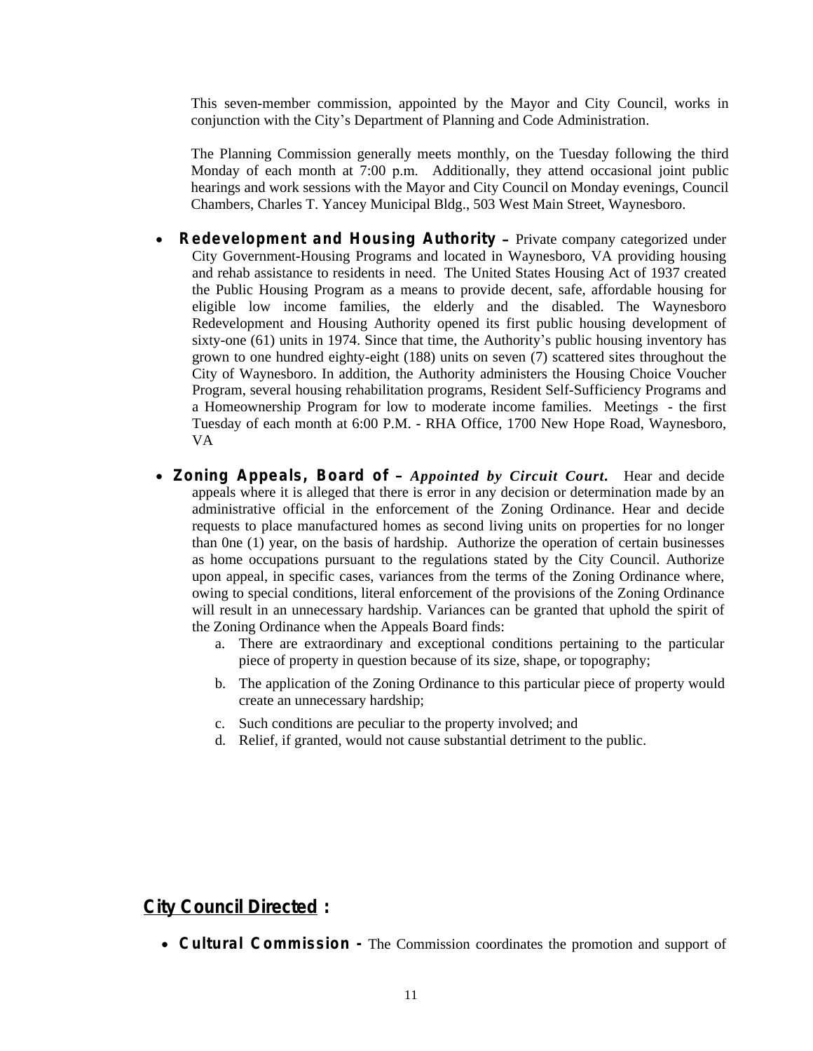This seven-member commission, appointed by the Mayor and City Council, works in conjunction with the City's Department of Planning and Code Administration.

The Planning Commission generally meets monthly, on the Tuesday following the third Monday of each month at 7:00 p.m. Additionally, they attend occasional joint public hearings and work sessions with the Mayor and City Council on Monday evenings, Council Chambers, Charles T. Yancey Municipal Bldg., 503 West Main Street, Waynesboro.

- **Redevelopment and Housing Authority –** Private company categorized under City Government-Housing Programs and located in Waynesboro, VA providing housing and rehab assistance to residents in need. The United States Housing Act of 1937 created the Public Housing Program as a means to provide decent, safe, affordable housing for eligible low income families, the elderly and the disabled. The Waynesboro Redevelopment and Housing Authority opened its first public housing development of sixty-one (61) units in 1974. Since that time, the Authority's public housing inventory has grown to one hundred eighty-eight (188) units on seven (7) scattered sites throughout the City of Waynesboro. In addition, the Authority administers the Housing Choice Voucher Program, several housing rehabilitation programs, Resident Self-Sufficiency Programs and a Homeownership Program for low to moderate income families. Meetings - the first Tuesday of each month at 6:00 P.M. - RHA Office, 1700 New Hope Road, Waynesboro, VA

- **Zoning Appeals, Board of –** ***Appointed by Circuit Court.*** Hear and decide appeals where it is alleged that there is error in any decision or determination made by an administrative official in the enforcement of the Zoning Ordinance. Hear and decide requests to place manufactured homes as second living units on properties for no longer than 0ne (1) year, on the basis of hardship. Authorize the operation of certain businesses as home occupations pursuant to the regulations stated by the City Council. Authorize upon appeal, in specific cases, variances from the terms of the Zoning Ordinance where, owing to special conditions, literal enforcement of the provisions of the Zoning Ordinance will result in an unnecessary hardship. Variances can be granted that uphold the spirit of the Zoning Ordinance when the Appeals Board finds:
  a. There are extraordinary and exceptional conditions pertaining to the particular piece of property in question because of its size, shape, or topography;
  b. The application of the Zoning Ordinance to this particular piece of property would create an unnecessary hardship;
  c. Such conditions are peculiar to the property involved; and
  d. Relief, if granted, would not cause substantial detriment to the public.

## City Council Directed :

- **Cultural Commission -** The Commission coordinates the promotion and support of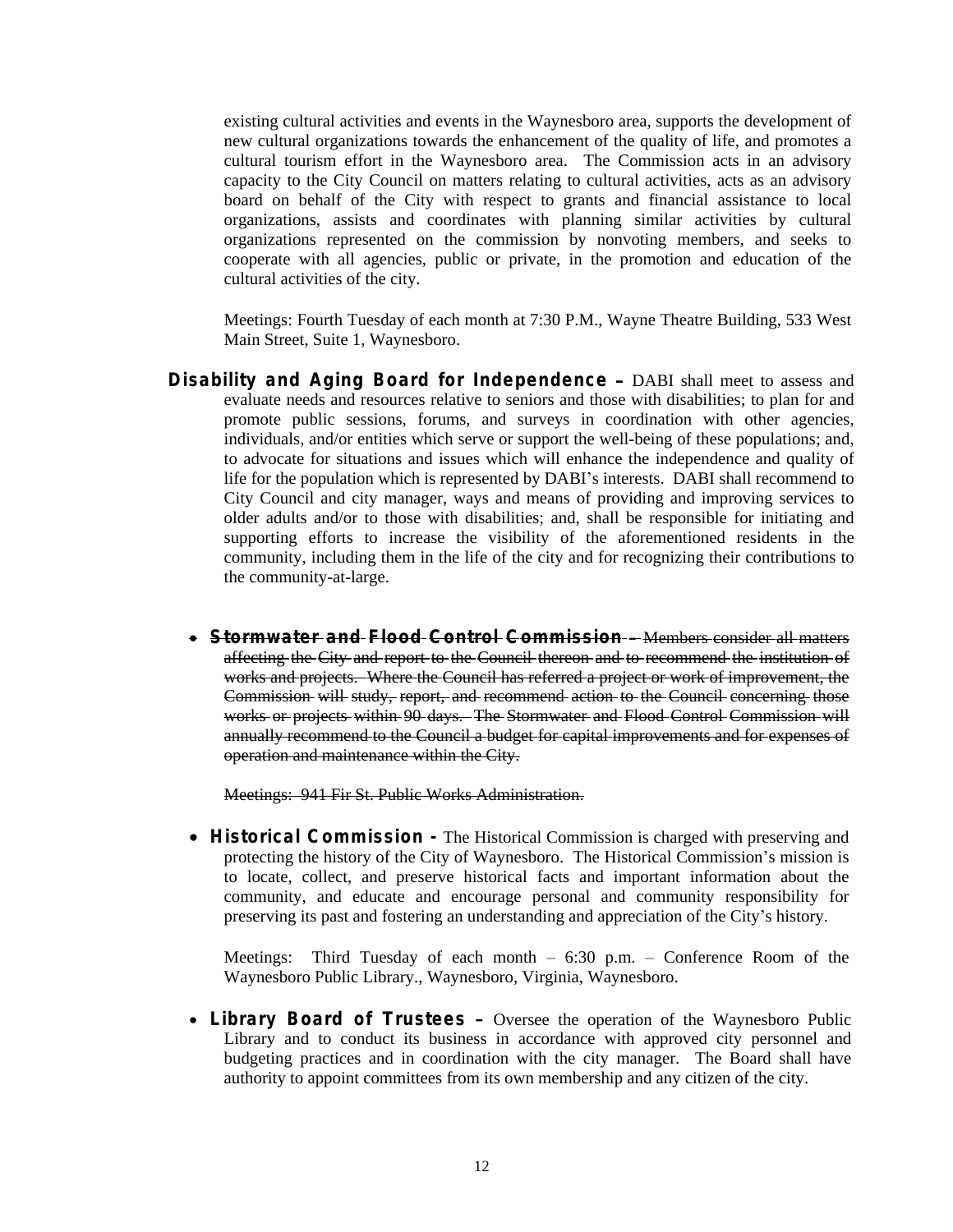existing cultural activities and events in the Waynesboro area, supports the development of new cultural organizations towards the enhancement of the quality of life, and promotes a cultural tourism effort in the Waynesboro area. The Commission acts in an advisory capacity to the City Council on matters relating to cultural activities, acts as an advisory board on behalf of the City with respect to grants and financial assistance to local organizations, assists and coordinates with planning similar activities by cultural organizations represented on the commission by nonvoting members, and seeks to cooperate with all agencies, public or private, in the promotion and education of the cultural activities of the city.

Meetings: Fourth Tuesday of each month at 7:30 P.M., Wayne Theatre Building, 533 West Main Street, Suite 1, Waynesboro.

**Disability and Aging Board for Independence –** DABI shall meet to assess and evaluate needs and resources relative to seniors and those with disabilities; to plan for and promote public sessions, forums, and surveys in coordination with other agencies, individuals, and/or entities which serve or support the well-being of these populations; and, to advocate for situations and issues which will enhance the independence and quality of life for the population which is represented by DABI's interests. DABI shall recommend to City Council and city manager, ways and means of providing and improving services to older adults and/or to those with disabilities; and, shall be responsible for initiating and supporting efforts to increase the visibility of the aforementioned residents in the community, including them in the life of the city and for recognizing their contributions to the community-at-large.

- ~~**Stormwater and Flood Control Commission –** Members consider all matters affecting the City and report to the Council thereon and to recommend the institution of works and projects. Where the Council has referred a project or work of improvement, the Commission will study, report, and recommend action to the Council concerning those works or projects within 90 days. The Stormwater and Flood Control Commission will annually recommend to the Council a budget for capital improvements and for expenses of operation and maintenance within the City.~~

  ~~Meetings: 941 Fir St. Public Works Administration.~~

- **Historical Commission -** The Historical Commission is charged with preserving and protecting the history of the City of Waynesboro. The Historical Commission's mission is to locate, collect, and preserve historical facts and important information about the community, and educate and encourage personal and community responsibility for preserving its past and fostering an understanding and appreciation of the City's history.

  Meetings: Third Tuesday of each month – 6:30 p.m. – Conference Room of the Waynesboro Public Library., Waynesboro, Virginia, Waynesboro.

- **Library Board of Trustees –** Oversee the operation of the Waynesboro Public Library and to conduct its business in accordance with approved city personnel and budgeting practices and in coordination with the city manager. The Board shall have authority to appoint committees from its own membership and any citizen of the city.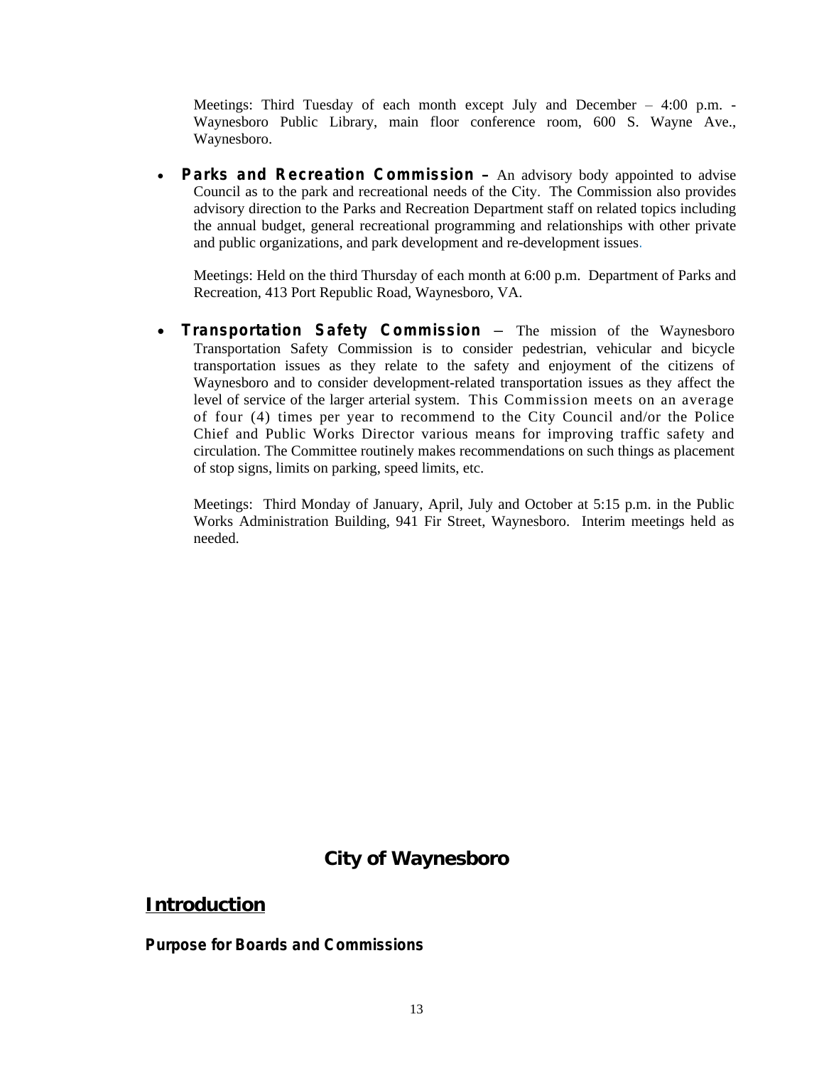Meetings: Third Tuesday of each month except July and December – 4:00 p.m. - Waynesboro Public Library, main floor conference room, 600 S. Wayne Ave., Waynesboro.

- **Parks and Recreation Commission –** An advisory body appointed to advise Council as to the park and recreational needs of the City. The Commission also provides advisory direction to the Parks and Recreation Department staff on related topics including the annual budget, general recreational programming and relationships with other private and public organizations, and park development and re-development issues.

  Meetings: Held on the third Thursday of each month at 6:00 p.m. Department of Parks and Recreation, 413 Port Republic Road, Waynesboro, VA.

- **Transportation Safety Commission –** The mission of the Waynesboro Transportation Safety Commission is to consider pedestrian, vehicular and bicycle transportation issues as they relate to the safety and enjoyment of the citizens of Waynesboro and to consider development-related transportation issues as they affect the level of service of the larger arterial system. This Commission meets on an average of four (4) times per year to recommend to the City Council and/or the Police Chief and Public Works Director various means for improving traffic safety and circulation. The Committee routinely makes recommendations on such things as placement of stop signs, limits on parking, speed limits, etc.

  Meetings: Third Monday of January, April, July and October at 5:15 p.m. in the Public Works Administration Building, 941 Fir Street, Waynesboro. Interim meetings held as needed.

# City of Waynesboro

## Introduction

### Purpose for Boards and Commissions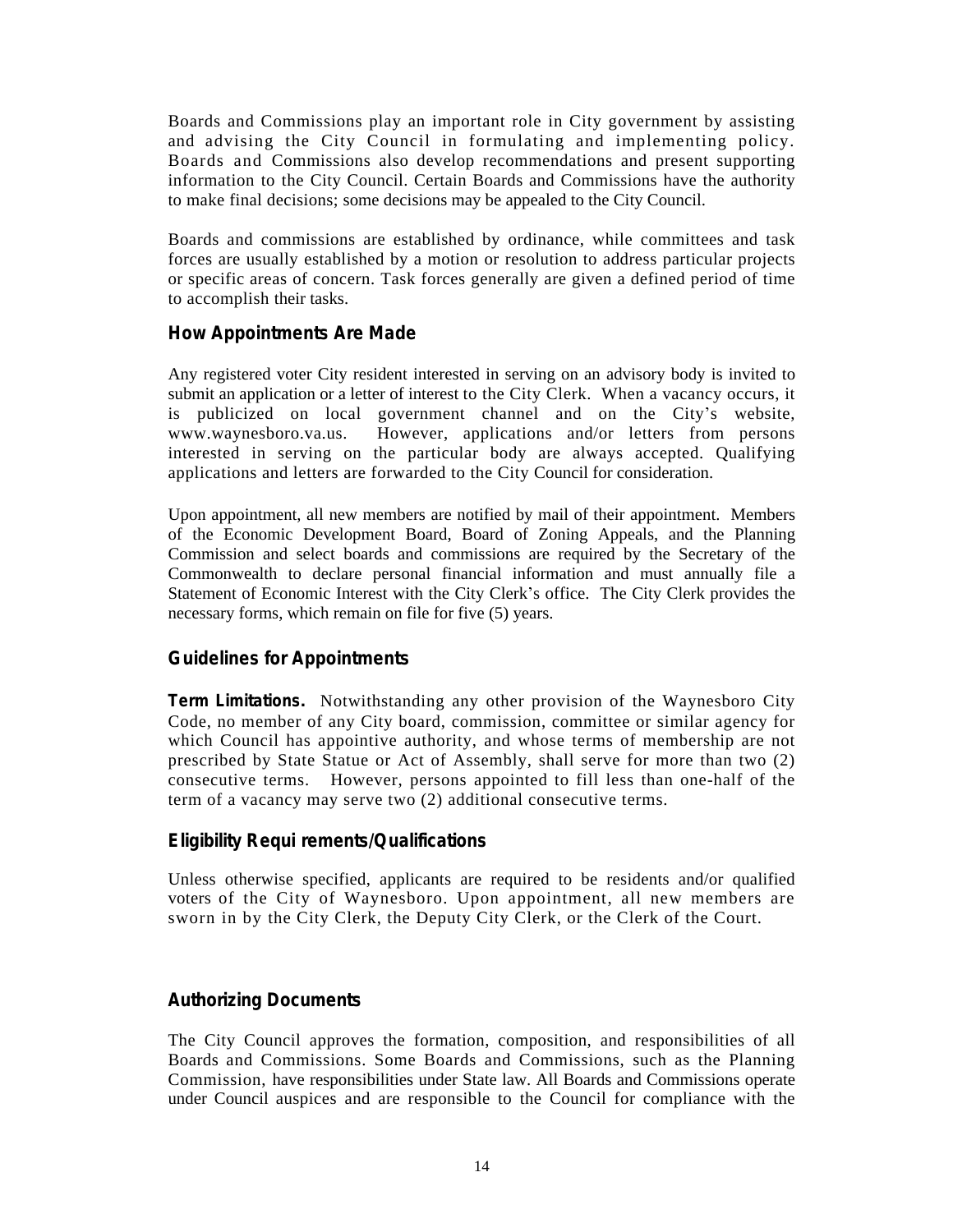Boards and Commissions play an important role in City government by assisting and advising the City Council in formulating and implementing policy. Boards and Commissions also develop recommendations and present supporting information to the City Council. Certain Boards and Commissions have the authority to make final decisions; some decisions may be appealed to the City Council.

Boards and commissions are established by ordinance, while committees and task forces are usually established by a motion or resolution to address particular projects or specific areas of concern. Task forces generally are given a defined period of time to accomplish their tasks.

## How Appointments Are Made

Any registered voter City resident interested in serving on an advisory body is invited to submit an application or a letter of interest to the City Clerk. When a vacancy occurs, it is publicized on local government channel and on the City's website, www.waynesboro.va.us. However, applications and/or letters from persons interested in serving on the particular body are always accepted. Qualifying applications and letters are forwarded to the City Council for consideration.

Upon appointment, all new members are notified by mail of their appointment. Members of the Economic Development Board, Board of Zoning Appeals, and the Planning Commission and select boards and commissions are required by the Secretary of the Commonwealth to declare personal financial information and must annually file a Statement of Economic Interest with the City Clerk's office. The City Clerk provides the necessary forms, which remain on file for five (5) years.

## Guidelines for Appointments

**Term Limitations.** Notwithstanding any other provision of the Waynesboro City Code, no member of any City board, commission, committee or similar agency for which Council has appointive authority, and whose terms of membership are not prescribed by State Statue or Act of Assembly, shall serve for more than two (2) consecutive terms. However, persons appointed to fill less than one-half of the term of a vacancy may serve two (2) additional consecutive terms.

## Eligibility Requi rements/Qualifications

Unless otherwise specified, applicants are required to be residents and/or qualified voters of the City of Waynesboro. Upon appointment, all new members are sworn in by the City Clerk, the Deputy City Clerk, or the Clerk of the Court.

## Authorizing Documents

The City Council approves the formation, composition, and responsibilities of all Boards and Commissions. Some Boards and Commissions, such as the Planning Commission, have responsibilities under State law. All Boards and Commissions operate under Council auspices and are responsible to the Council for compliance with the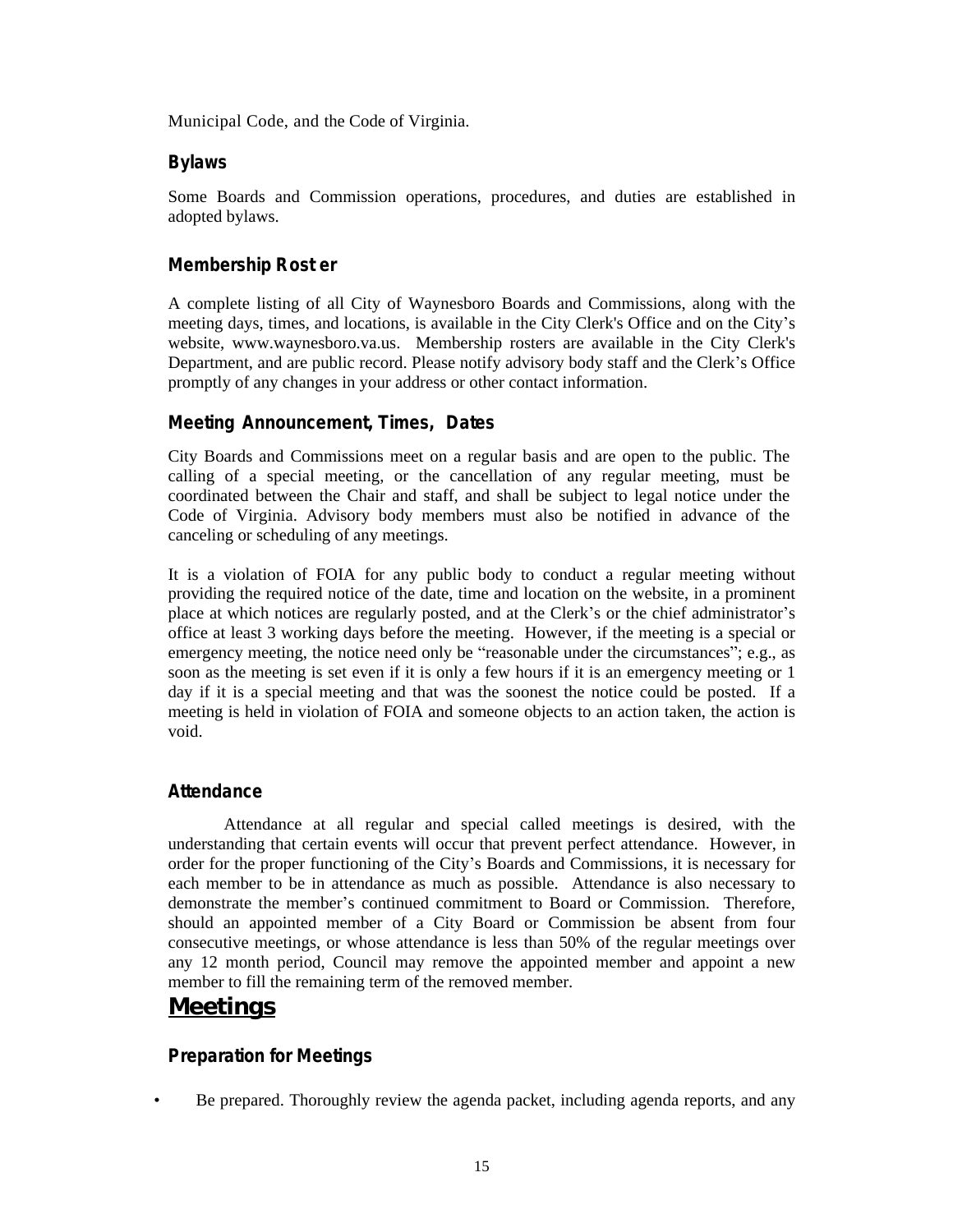Municipal Code, and the Code of Virginia.

### Bylaws

Some Boards and Commission operations, procedures, and duties are established in adopted bylaws.

### Membership Roster

A complete listing of all City of Waynesboro Boards and Commissions, along with the meeting days, times, and locations, is available in the City Clerk's Office and on the City's website, www.waynesboro.va.us. Membership rosters are available in the City Clerk's Department, and are public record. Please notify advisory body staff and the Clerk's Office promptly of any changes in your address or other contact information.

### Meeting Announcement, Times, Dates

City Boards and Commissions meet on a regular basis and are open to the public. The calling of a special meeting, or the cancellation of any regular meeting, must be coordinated between the Chair and staff, and shall be subject to legal notice under the Code of Virginia. Advisory body members must also be notified in advance of the canceling or scheduling of any meetings.

It is a violation of FOIA for any public body to conduct a regular meeting without providing the required notice of the date, time and location on the website, in a prominent place at which notices are regularly posted, and at the Clerk's or the chief administrator's office at least 3 working days before the meeting. However, if the meeting is a special or emergency meeting, the notice need only be "reasonable under the circumstances"; e.g., as soon as the meeting is set even if it is only a few hours if it is an emergency meeting or 1 day if it is a special meeting and that was the soonest the notice could be posted. If a meeting is held in violation of FOIA and someone objects to an action taken, the action is void.

### Attendance

Attendance at all regular and special called meetings is desired, with the understanding that certain events will occur that prevent perfect attendance. However, in order for the proper functioning of the City's Boards and Commissions, it is necessary for each member to be in attendance as much as possible. Attendance is also necessary to demonstrate the member's continued commitment to Board or Commission. Therefore, should an appointed member of a City Board or Commission be absent from four consecutive meetings, or whose attendance is less than 50% of the regular meetings over any 12 month period, Council may remove the appointed member and appoint a new member to fill the remaining term of the removed member.

## Meetings

### Preparation for Meetings

- Be prepared. Thoroughly review the agenda packet, including agenda reports, and any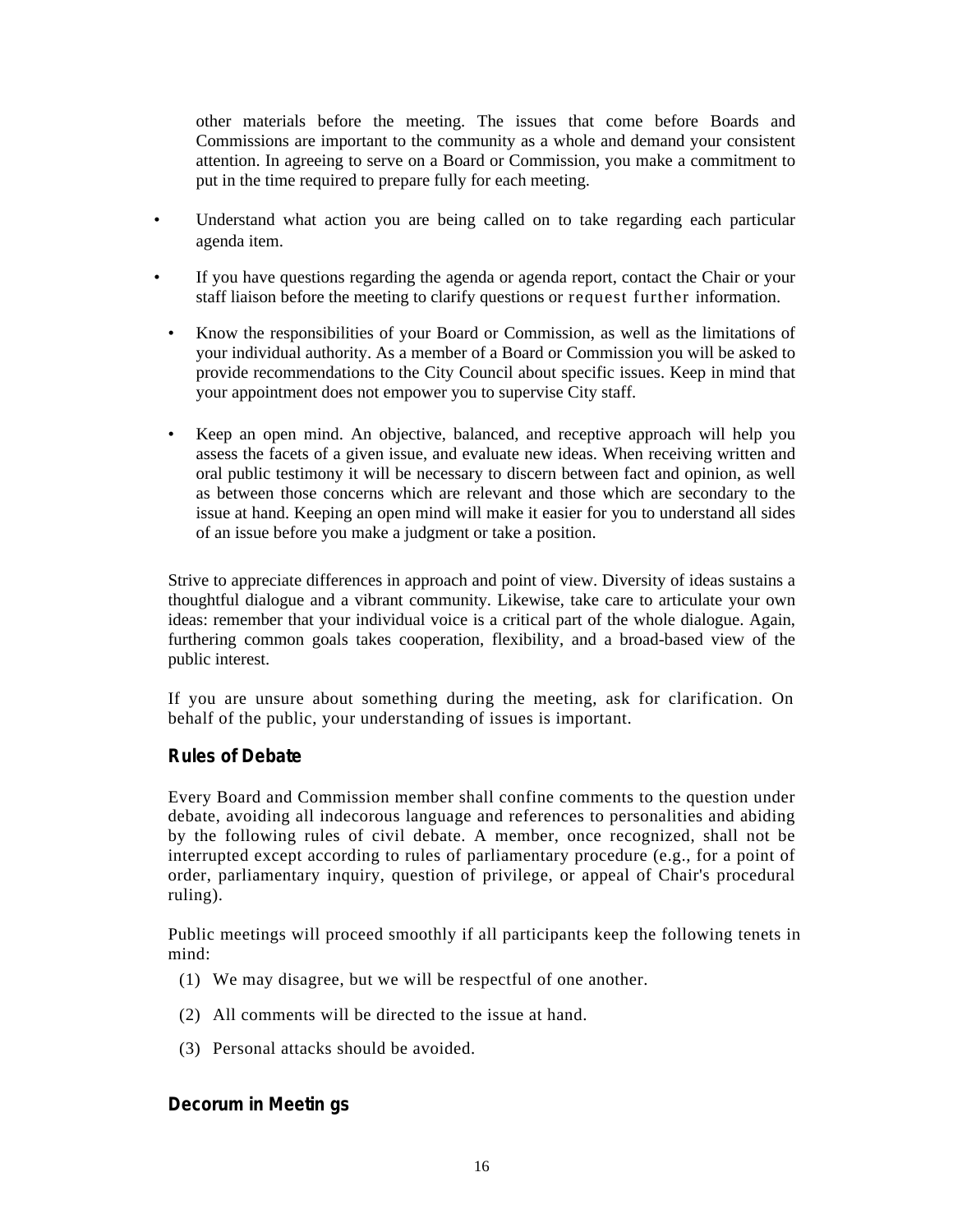other materials before the meeting. The issues that come before Boards and Commissions are important to the community as a whole and demand your consistent attention. In agreeing to serve on a Board or Commission, you make a commitment to put in the time required to prepare fully for each meeting.

- Understand what action you are being called on to take regarding each particular agenda item.
- If you have questions regarding the agenda or agenda report, contact the Chair or your staff liaison before the meeting to clarify questions or request further information.
- Know the responsibilities of your Board or Commission, as well as the limitations of your individual authority. As a member of a Board or Commission you will be asked to provide recommendations to the City Council about specific issues. Keep in mind that your appointment does not empower you to supervise City staff.
- Keep an open mind. An objective, balanced, and receptive approach will help you assess the facets of a given issue, and evaluate new ideas. When receiving written and oral public testimony it will be necessary to discern between fact and opinion, as well as between those concerns which are relevant and those which are secondary to the issue at hand. Keeping an open mind will make it easier for you to understand all sides of an issue before you make a judgment or take a position.

Strive to appreciate differences in approach and point of view. Diversity of ideas sustains a thoughtful dialogue and a vibrant community. Likewise, take care to articulate your own ideas: remember that your individual voice is a critical part of the whole dialogue. Again, furthering common goals takes cooperation, flexibility, and a broad-based view of the public interest.

If you are unsure about something during the meeting, ask for clarification. On behalf of the public, your understanding of issues is important.

## Rules of Debate

Every Board and Commission member shall confine comments to the question under debate, avoiding all indecorous language and references to personalities and abiding by the following rules of civil debate. A member, once recognized, shall not be interrupted except according to rules of parliamentary procedure (e.g., for a point of order, parliamentary inquiry, question of privilege, or appeal of Chair's procedural ruling).

Public meetings will proceed smoothly if all participants keep the following tenets in mind:

(1) We may disagree, but we will be respectful of one another.

(2) All comments will be directed to the issue at hand.

(3) Personal attacks should be avoided.

## Decorum in Meetings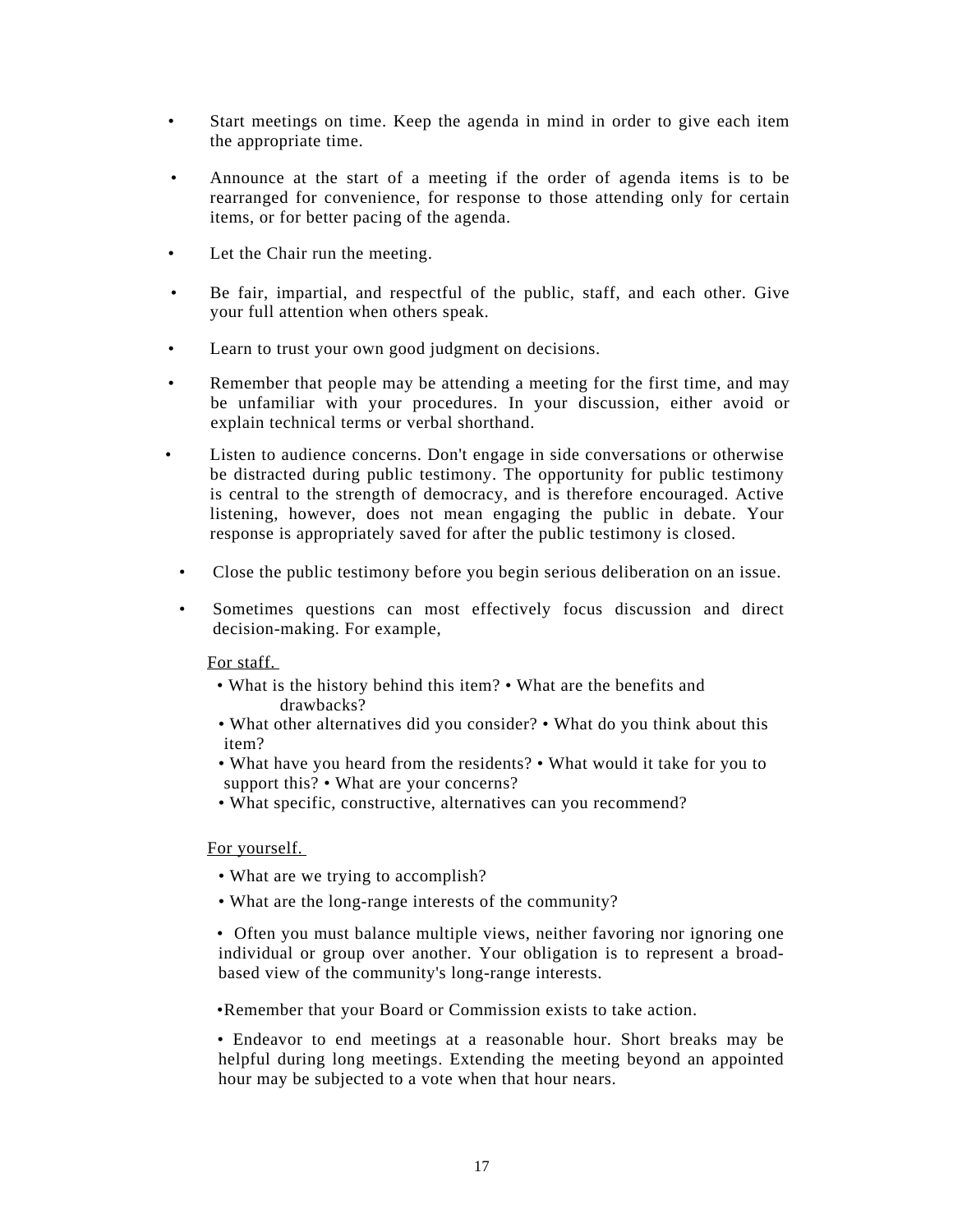- Start meetings on time. Keep the agenda in mind in order to give each item the appropriate time.
- Announce at the start of a meeting if the order of agenda items is to be rearranged for convenience, for response to those attending only for certain items, or for better pacing of the agenda.
- Let the Chair run the meeting.
- Be fair, impartial, and respectful of the public, staff, and each other. Give your full attention when others speak.
- Learn to trust your own good judgment on decisions.
- Remember that people may be attending a meeting for the first time, and may be unfamiliar with your procedures. In your discussion, either avoid or explain technical terms or verbal shorthand.
- Listen to audience concerns. Don't engage in side conversations or otherwise be distracted during public testimony. The opportunity for public testimony is central to the strength of democracy, and is therefore encouraged. Active listening, however, does not mean engaging the public in debate. Your response is appropriately saved for after the public testimony is closed.
- Close the public testimony before you begin serious deliberation on an issue.
- Sometimes questions can most effectively focus discussion and direct decision-making. For example,

For staff.

- What is the history behind this item?
- What are the benefits and drawbacks?
- What other alternatives did you consider?
- What do you think about this item?
- What have you heard from the residents?
- What would it take for you to support this?
- What are your concerns?
- What specific, constructive, alternatives can you recommend?

For yourself.

- What are we trying to accomplish?
- What are the long-range interests of the community?
- Often you must balance multiple views, neither favoring nor ignoring one individual or group over another. Your obligation is to represent a broad-based view of the community's long-range interests.
- Remember that your Board or Commission exists to take action.
- Endeavor to end meetings at a reasonable hour. Short breaks may be helpful during long meetings. Extending the meeting beyond an appointed hour may be subjected to a vote when that hour nears.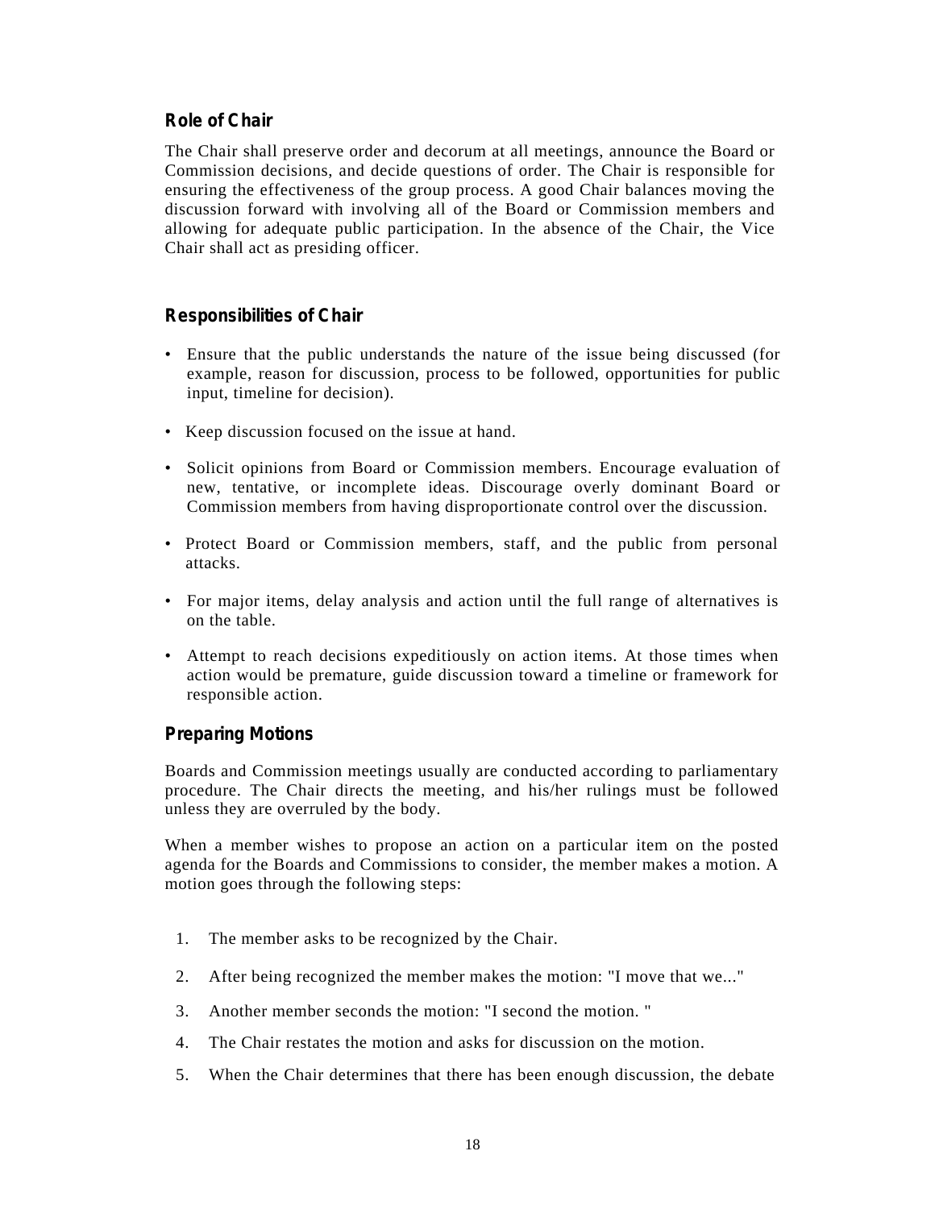## Role of Chair

The Chair shall preserve order and decorum at all meetings, announce the Board or Commission decisions, and decide questions of order. The Chair is responsible for ensuring the effectiveness of the group process. A good Chair balances moving the discussion forward with involving all of the Board or Commission members and allowing for adequate public participation. In the absence of the Chair, the Vice Chair shall act as presiding officer.

## Responsibilities of Chair

- Ensure that the public understands the nature of the issue being discussed (for example, reason for discussion, process to be followed, opportunities for public input, timeline for decision).
- Keep discussion focused on the issue at hand.
- Solicit opinions from Board or Commission members. Encourage evaluation of new, tentative, or incomplete ideas. Discourage overly dominant Board or Commission members from having disproportionate control over the discussion.
- Protect Board or Commission members, staff, and the public from personal attacks.
- For major items, delay analysis and action until the full range of alternatives is on the table.
- Attempt to reach decisions expeditiously on action items. At those times when action would be premature, guide discussion toward a timeline or framework for responsible action.

## Preparing Motions

Boards and Commission meetings usually are conducted according to parliamentary procedure. The Chair directs the meeting, and his/her rulings must be followed unless they are overruled by the body.

When a member wishes to propose an action on a particular item on the posted agenda for the Boards and Commissions to consider, the member makes a motion. A motion goes through the following steps:

1. The member asks to be recognized by the Chair.
2. After being recognized the member makes the motion: "I move that we..."
3. Another member seconds the motion: "I second the motion. "
4. The Chair restates the motion and asks for discussion on the motion.
5. When the Chair determines that there has been enough discussion, the debate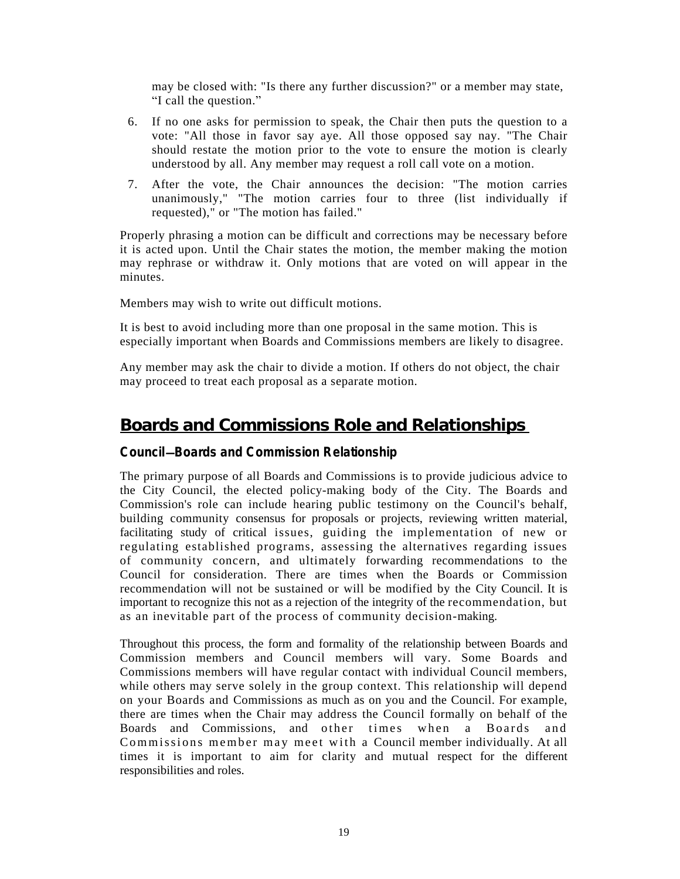may be closed with: "Is there any further discussion?" or a member may state, "I call the question."

6. If no one asks for permission to speak, the Chair then puts the question to a vote: "All those in favor say aye. All those opposed say nay. "The Chair should restate the motion prior to the vote to ensure the motion is clearly understood by all. Any member may request a roll call vote on a motion.
7. After the vote, the Chair announces the decision: "The motion carries unanimously," "The motion carries four to three (list individually if requested)," or "The motion has failed."

Properly phrasing a motion can be difficult and corrections may be necessary before it is acted upon. Until the Chair states the motion, the member making the motion may rephrase or withdraw it. Only motions that are voted on will appear in the minutes.

Members may wish to write out difficult motions.

It is best to avoid including more than one proposal in the same motion. This is especially important when Boards and Commissions members are likely to disagree.

Any member may ask the chair to divide a motion. If others do not object, the chair may proceed to treat each proposal as a separate motion.

## Boards and Commissions Role and Relationships

### Council—Boards and Commission Relationship

The primary purpose of all Boards and Commissions is to provide judicious advice to the City Council, the elected policy-making body of the City. The Boards and Commission's role can include hearing public testimony on the Council's behalf, building community consensus for proposals or projects, reviewing written material, facilitating study of critical issues, guiding the implementation of new or regulating established programs, assessing the alternatives regarding issues of community concern, and ultimately forwarding recommendations to the Council for consideration. There are times when the Boards or Commission recommendation will not be sustained or will be modified by the City Council. It is important to recognize this not as a rejection of the integrity of the recommendation, but as an inevitable part of the process of community decision-making.

Throughout this process, the form and formality of the relationship between Boards and Commission members and Council members will vary. Some Boards and Commissions members will have regular contact with individual Council members, while others may serve solely in the group context. This relationship will depend on your Boards and Commissions as much as on you and the Council. For example, there are times when the Chair may address the Council formally on behalf of the Boards and Commissions, and other times when a Boards and Commissions member may meet with a Council member individually. At all times it is important to aim for clarity and mutual respect for the different responsibilities and roles.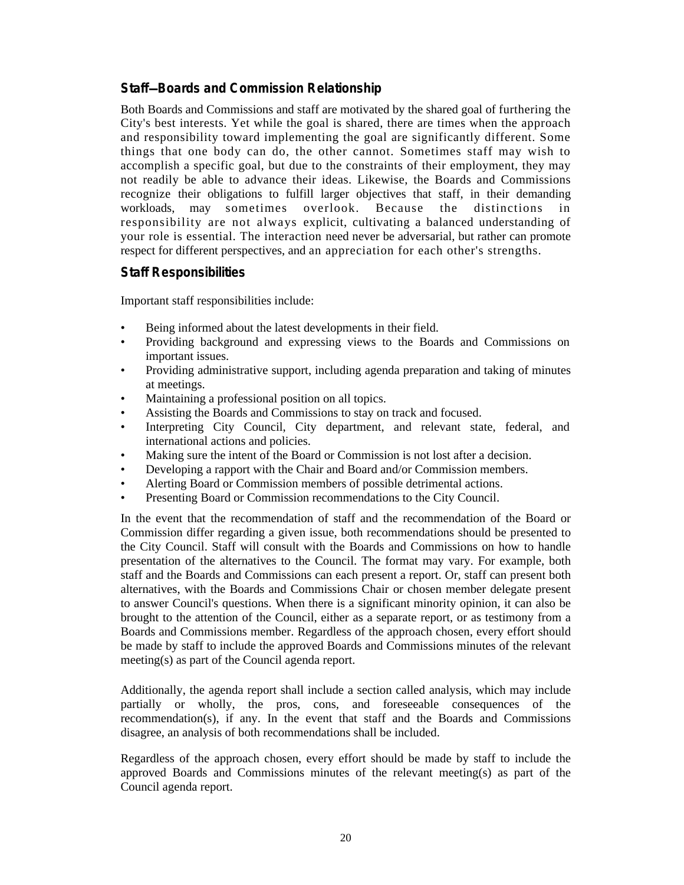## Staff—Boards and Commission Relationship

Both Boards and Commissions and staff are motivated by the shared goal of furthering the City's best interests. Yet while the goal is shared, there are times when the approach and responsibility toward implementing the goal are significantly different. Some things that one body can do, the other cannot. Sometimes staff may wish to accomplish a specific goal, but due to the constraints of their employment, they may not readily be able to advance their ideas. Likewise, the Boards and Commissions recognize their obligations to fulfill larger objectives that staff, in their demanding workloads, may sometimes overlook. Because the distinctions in responsibility are not always explicit, cultivating a balanced understanding of your role is essential. The interaction need never be adversarial, but rather can promote respect for different perspectives, and an appreciation for each other's strengths.

## Staff Responsibilities

Important staff responsibilities include:

- Being informed about the latest developments in their field.
- Providing background and expressing views to the Boards and Commissions on important issues.
- Providing administrative support, including agenda preparation and taking of minutes at meetings.
- Maintaining a professional position on all topics.
- Assisting the Boards and Commissions to stay on track and focused.
- Interpreting City Council, City department, and relevant state, federal, and international actions and policies.
- Making sure the intent of the Board or Commission is not lost after a decision.
- Developing a rapport with the Chair and Board and/or Commission members.
- Alerting Board or Commission members of possible detrimental actions.
- Presenting Board or Commission recommendations to the City Council.

In the event that the recommendation of staff and the recommendation of the Board or Commission differ regarding a given issue, both recommendations should be presented to the City Council. Staff will consult with the Boards and Commissions on how to handle presentation of the alternatives to the Council. The format may vary. For example, both staff and the Boards and Commissions can each present a report. Or, staff can present both alternatives, with the Boards and Commissions Chair or chosen member delegate present to answer Council's questions. When there is a significant minority opinion, it can also be brought to the attention of the Council, either as a separate report, or as testimony from a Boards and Commissions member. Regardless of the approach chosen, every effort should be made by staff to include the approved Boards and Commissions minutes of the relevant meeting(s) as part of the Council agenda report.

Additionally, the agenda report shall include a section called analysis, which may include partially or wholly, the pros, cons, and foreseeable consequences of the recommendation(s), if any. In the event that staff and the Boards and Commissions disagree, an analysis of both recommendations shall be included.

Regardless of the approach chosen, every effort should be made by staff to include the approved Boards and Commissions minutes of the relevant meeting(s) as part of the Council agenda report.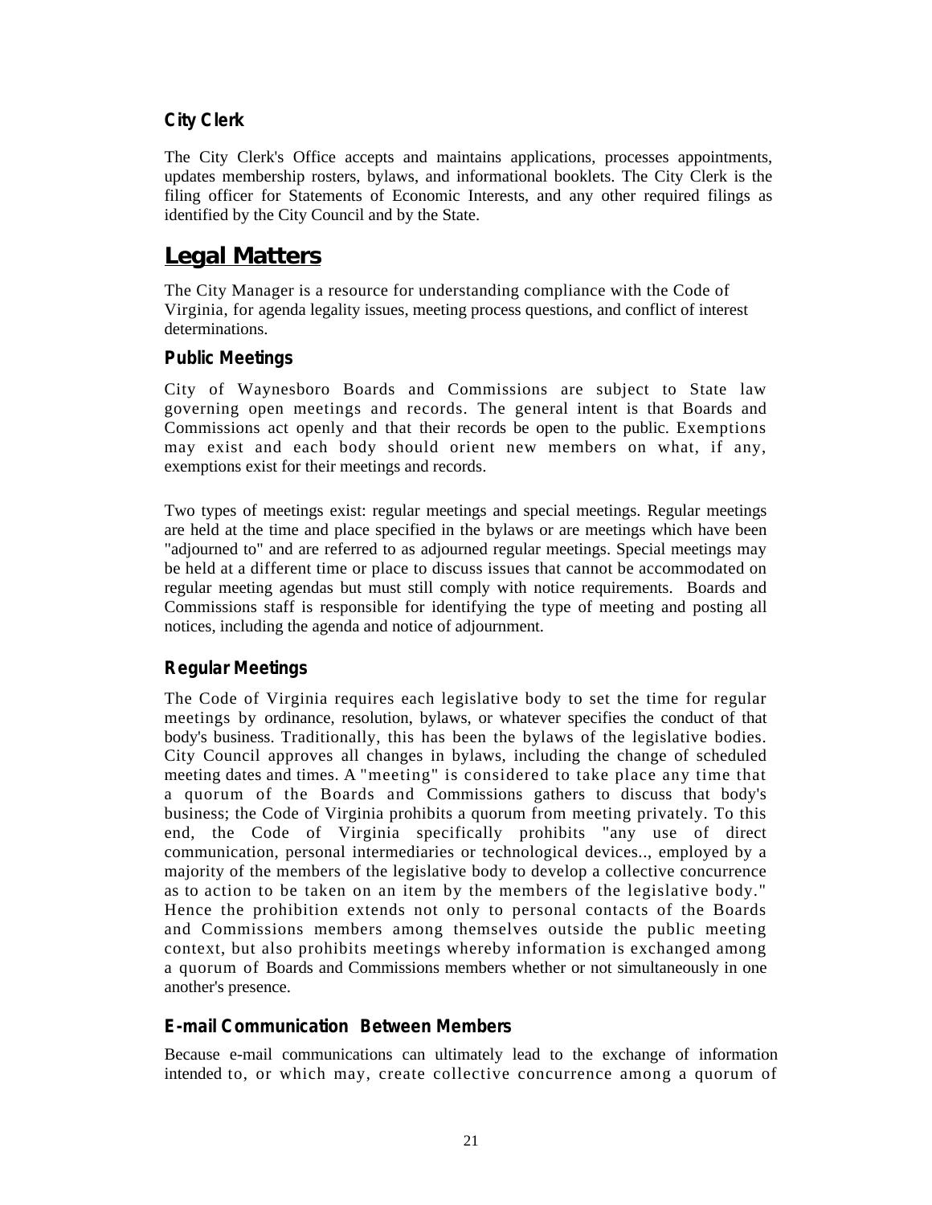### City Clerk

The City Clerk's Office accepts and maintains applications, processes appointments, updates membership rosters, bylaws, and informational booklets. The City Clerk is the filing officer for Statements of Economic Interests, and any other required filings as identified by the City Council and by the State.

## Legal Matters

The City Manager is a resource for understanding compliance with the Code of Virginia, for agenda legality issues, meeting process questions, and conflict of interest determinations.

### Public Meetings

City of Waynesboro Boards and Commissions are subject to State law governing open meetings and records. The general intent is that Boards and Commissions act openly and that their records be open to the public. Exemptions may exist and each body should orient new members on what, if any, exemptions exist for their meetings and records.

Two types of meetings exist: regular meetings and special meetings. Regular meetings are held at the time and place specified in the bylaws or are meetings which have been "adjourned to" and are referred to as adjourned regular meetings. Special meetings may be held at a different time or place to discuss issues that cannot be accommodated on regular meeting agendas but must still comply with notice requirements. Boards and Commissions staff is responsible for identifying the type of meeting and posting all notices, including the agenda and notice of adjournment.

### Regular Meetings

The Code of Virginia requires each legislative body to set the time for regular meetings by ordinance, resolution, bylaws, or whatever specifies the conduct of that body's business. Traditionally, this has been the bylaws of the legislative bodies. City Council approves all changes in bylaws, including the change of scheduled meeting dates and times. A "meeting" is considered to take place any time that a quorum of the Boards and Commissions gathers to discuss that body's business; the Code of Virginia prohibits a quorum from meeting privately. To this end, the Code of Virginia specifically prohibits "any use of direct communication, personal intermediaries or technological devices.., employed by a majority of the members of the legislative body to develop a collective concurrence as to action to be taken on an item by the members of the legislative body." Hence the prohibition extends not only to personal contacts of the Boards and Commissions members among themselves outside the public meeting context, but also prohibits meetings whereby information is exchanged among a quorum of Boards and Commissions members whether or not simultaneously in one another's presence.

### E-mail Communication Between Members

Because e-mail communications can ultimately lead to the exchange of information intended to, or which may, create collective concurrence among a quorum of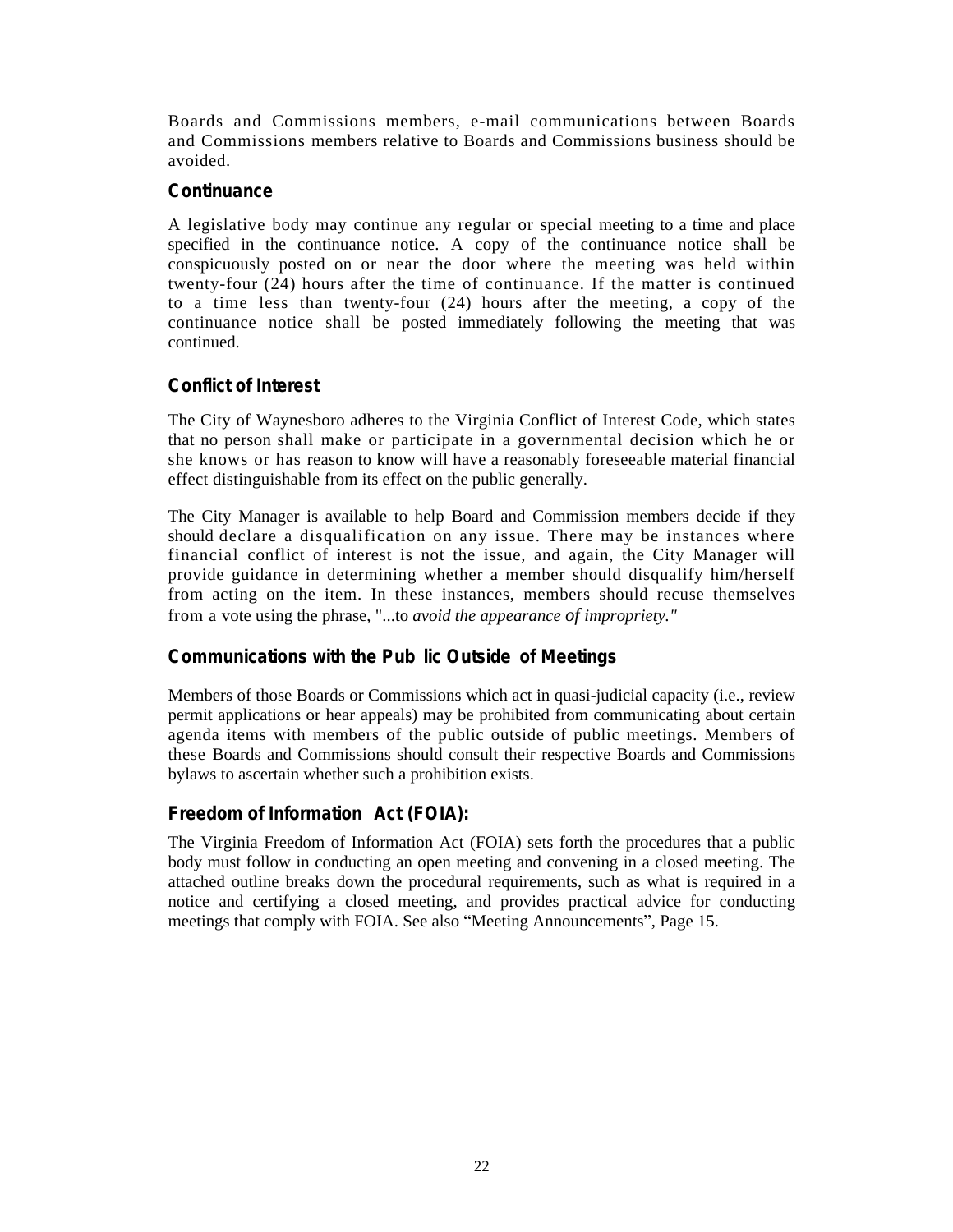Boards and Commissions members, e-mail communications between Boards and Commissions members relative to Boards and Commissions business should be avoided.

## Continuance

A legislative body may continue any regular or special meeting to a time and place specified in the continuance notice. A copy of the continuance notice shall be conspicuously posted on or near the door where the meeting was held within twenty-four (24) hours after the time of continuance. If the matter is continued to a time less than twenty-four (24) hours after the meeting, a copy of the continuance notice shall be posted immediately following the meeting that was continued.

## Conflict of Interest

The City of Waynesboro adheres to the Virginia Conflict of Interest Code, which states that no person shall make or participate in a governmental decision which he or she knows or has reason to know will have a reasonably foreseeable material financial effect distinguishable from its effect on the public generally.

The City Manager is available to help Board and Commission members decide if they should declare a disqualification on any issue. There may be instances where financial conflict of interest is not the issue, and again, the City Manager will provide guidance in determining whether a member should disqualify him/herself from acting on the item. In these instances, members should recuse themselves from a vote using the phrase, "...to *avoid the appearance of impropriety."*

## Communications with the Public Outside of Meetings

Members of those Boards or Commissions which act in quasi-judicial capacity (i.e., review permit applications or hear appeals) may be prohibited from communicating about certain agenda items with members of the public outside of public meetings. Members of these Boards and Commissions should consult their respective Boards and Commissions bylaws to ascertain whether such a prohibition exists.

## Freedom of Information Act (FOIA):

The Virginia Freedom of Information Act (FOIA) sets forth the procedures that a public body must follow in conducting an open meeting and convening in a closed meeting. The attached outline breaks down the procedural requirements, such as what is required in a notice and certifying a closed meeting, and provides practical advice for conducting meetings that comply with FOIA. See also "Meeting Announcements", Page 15.